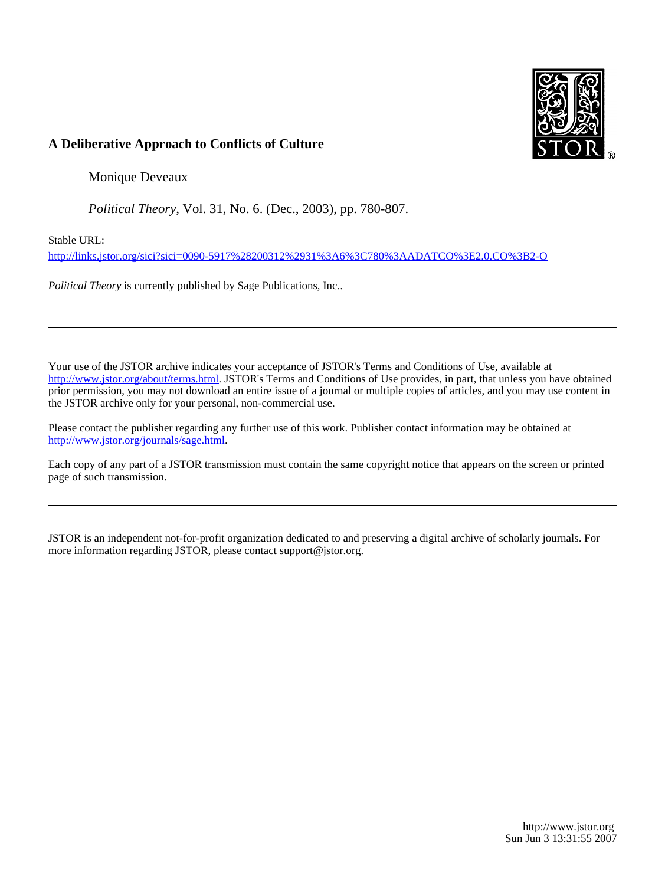# A Deliberative Approach to Conflicts of Culture

Monique Deveaux

*Political Theory*, Vol. 31, No. 6. (Dec., 2003), pp. 780-807.

Stable URL:

http://links.jstor.org/sici?sici=0090-5917%28200312%2931%3A6%3C780%3AADATCO%3E2.0.CO%3B2-O

*Political Theory* is currently published by Sage Publications, Inc..

---

Your use of the JSTOR archive indicates your acceptance of JSTOR's Terms and Conditions of Use, available at http://www.jstor.org/about/terms.html. JSTOR's Terms and Conditions of Use provides, in part, that unless you have obtained prior permission, you may not download an entire issue of a journal or multiple copies of articles, and you may use content in the JSTOR archive only for your personal, non-commercial use.

Please contact the publisher regarding any further use of this work. Publisher contact information may be obtained at http://www.jstor.org/journals/sage.html.

Each copy of any part of a JSTOR transmission must contain the same copyright notice that appears on the screen or printed page of such transmission.

---

JSTOR is an independent not-for-profit organization dedicated to and preserving a digital archive of scholarly journals. For more information regarding JSTOR, please contact support@jstor.org.

http://www.jstor.org
Sun Jun 3 13:31:55 2007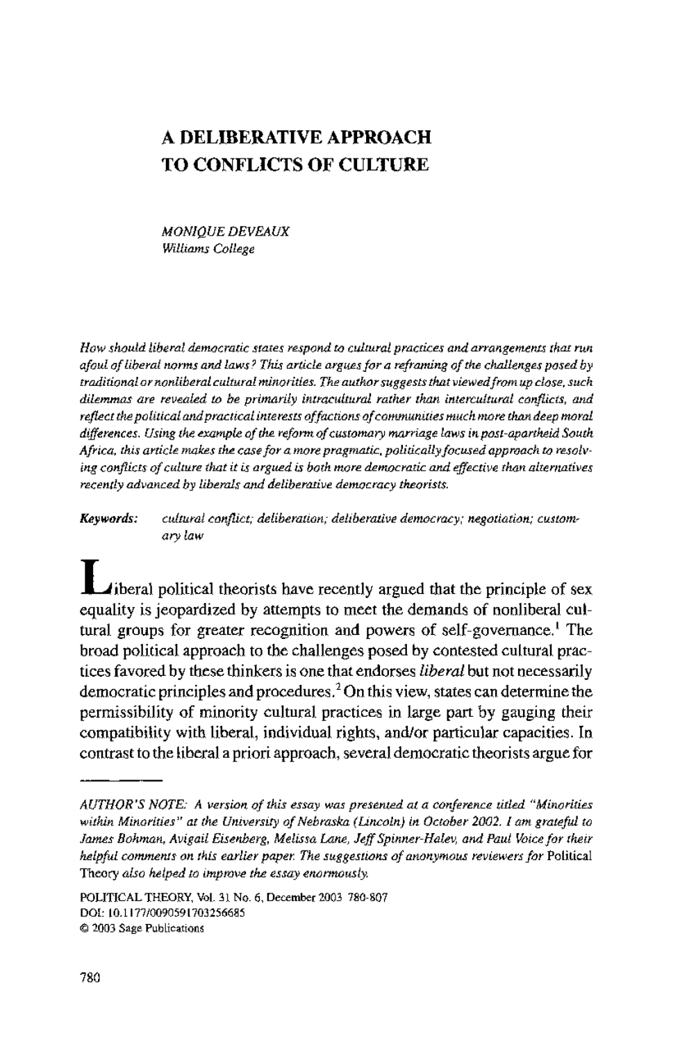# A DELIBERATIVE APPROACH TO CONFLICTS OF CULTURE

*MONIQUE DEVEAUX*
*Williams College*

*How should liberal democratic states respond to cultural practices and arrangements that run afoul of liberal norms and laws? This article argues for a reframing of the challenges posed by traditional or nonliberal cultural minorities. The author suggests that viewed from up close, such dilemmas are revealed to be primarily intracultural rather than intercultural conflicts, and reflect the political and practical interests of factions of communities much more than deep moral differences. Using the example of the reform of customary marriage laws in post-apartheid South Africa, this article makes the case for a more pragmatic, politically focused approach to resolving conflicts of culture that it is argued is both more democratic and effective than alternatives recently advanced by liberals and deliberative democracy theorists.*

***Keywords:*** *cultural conflict; deliberation; deliberative democracy; negotiation; customary law*

Liberal political theorists have recently argued that the principle of sex equality is jeopardized by attempts to meet the demands of nonliberal cultural groups for greater recognition and powers of self-governance.[1] The broad political approach to the challenges posed by contested cultural practices favored by these thinkers is one that endorses *liberal* but not necessarily democratic principles and procedures.[2] On this view, states can determine the permissibility of minority cultural practices in large part by gauging their compatibility with liberal, individual rights, and/or particular capacities. In contrast to the liberal a priori approach, several democratic theorists argue for

---

*AUTHOR'S NOTE: A version of this essay was presented at a conference titled "Minorities within Minorities" at the University of Nebraska (Lincoln) in October 2002. I am grateful to James Bohman, Avigail Eisenberg, Melissa Lane, Jeff Spinner-Halev, and Paul Voice for their helpful comments on this earlier paper. The suggestions of anonymous reviewers for* Political Theory *also helped to improve the essay enormously.*

POLITICAL THEORY, Vol. 31 No. 6, December 2003 780-807
DOI: 10.1177/0090591703256685
© 2003 Sage Publications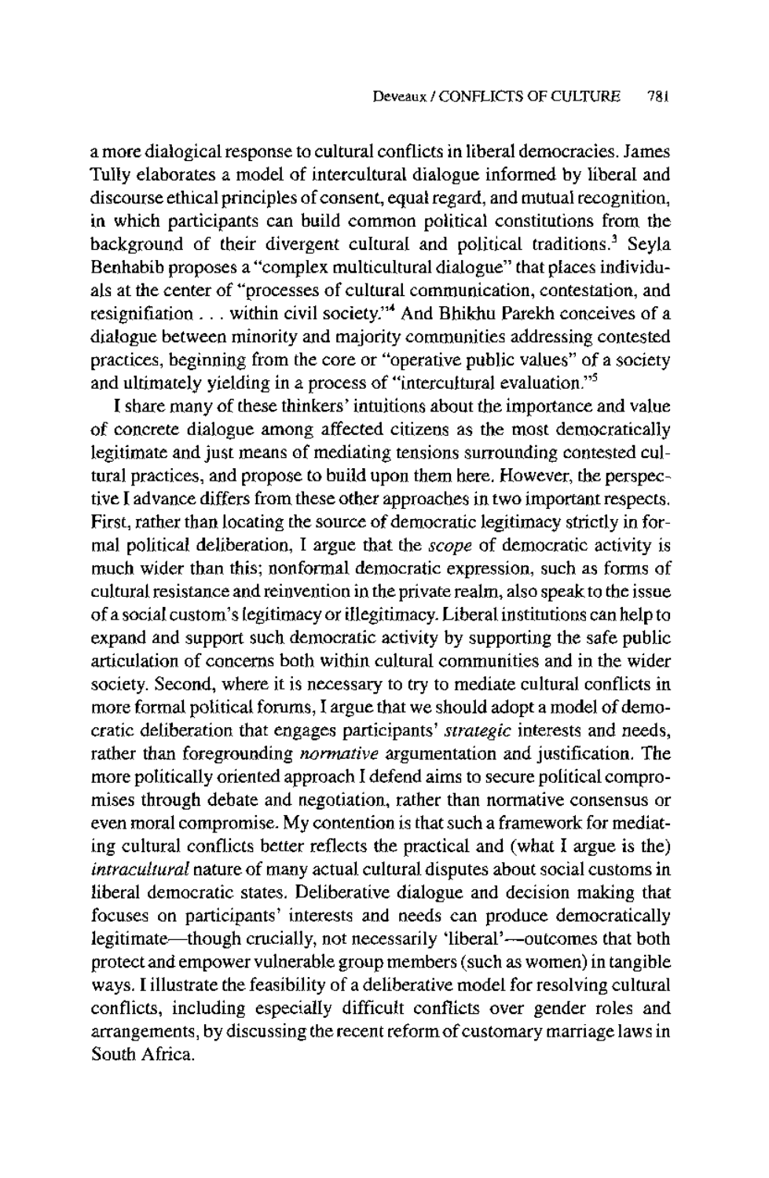a more dialogical response to cultural conflicts in liberal democracies. James Tully elaborates a model of intercultural dialogue informed by liberal and discourse ethical principles of consent, equal regard, and mutual recognition, in which participants can build common political constitutions from the background of their divergent cultural and political traditions.[3] Seyla Benhabib proposes a "complex multicultural dialogue" that places individuals at the center of "processes of cultural communication, contestation, and resignification . . . within civil society."[4] And Bhikhu Parekh conceives of a dialogue between minority and majority communities addressing contested practices, beginning from the core or "operative public values" of a society and ultimately yielding in a process of "intercultural evaluation."[5]

I share many of these thinkers' intuitions about the importance and value of concrete dialogue among affected citizens as the most democratically legitimate and just means of mediating tensions surrounding contested cultural practices, and propose to build upon them here. However, the perspective I advance differs from these other approaches in two important respects. First, rather than locating the source of democratic legitimacy strictly in formal political deliberation, I argue that the *scope* of democratic activity is much wider than this; nonformal democratic expression, such as forms of cultural resistance and reinvention in the private realm, also speak to the issue of a social custom's legitimacy or illegitimacy. Liberal institutions can help to expand and support such democratic activity by supporting the safe public articulation of concerns both within cultural communities and in the wider society. Second, where it is necessary to try to mediate cultural conflicts in more formal political forums, I argue that we should adopt a model of democratic deliberation that engages participants' *strategic* interests and needs, rather than foregrounding *normative* argumentation and justification. The more politically oriented approach I defend aims to secure political compromises through debate and negotiation, rather than normative consensus or even moral compromise. My contention is that such a framework for mediating cultural conflicts better reflects the practical and (what I argue is the) *intracultural* nature of many actual cultural disputes about social customs in liberal democratic states. Deliberative dialogue and decision making that focuses on participants' interests and needs can produce democratically legitimate—though crucially, not necessarily 'liberal'—outcomes that both protect and empower vulnerable group members (such as women) in tangible ways. I illustrate the feasibility of a deliberative model for resolving cultural conflicts, including especially difficult conflicts over gender roles and arrangements, by discussing the recent reform of customary marriage laws in South Africa.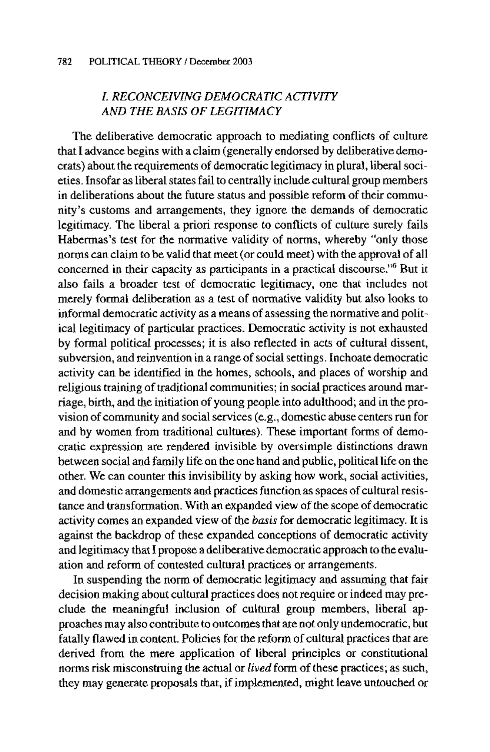## I. RECONCEIVING DEMOCRATIC ACTIVITY AND THE BASIS OF LEGITIMACY

The deliberative democratic approach to mediating conflicts of culture that I advance begins with a claim (generally endorsed by deliberative democrats) about the requirements of democratic legitimacy in plural, liberal societies. Insofar as liberal states fail to centrally include cultural group members in deliberations about the future status and possible reform of their community's customs and arrangements, they ignore the demands of democratic legitimacy. The liberal a priori response to conflicts of culture surely fails Habermas's test for the normative validity of norms, whereby "only those norms can claim to be valid that meet (or could meet) with the approval of all concerned in their capacity as participants in a practical discourse."[6] But it also fails a broader test of democratic legitimacy, one that includes not merely formal deliberation as a test of normative validity but also looks to informal democratic activity as a means of assessing the normative and political legitimacy of particular practices. Democratic activity is not exhausted by formal political processes; it is also reflected in acts of cultural dissent, subversion, and reinvention in a range of social settings. Inchoate democratic activity can be identified in the homes, schools, and places of worship and religious training of traditional communities; in social practices around marriage, birth, and the initiation of young people into adulthood; and in the provision of community and social services (e.g., domestic abuse centers run for and by women from traditional cultures). These important forms of democratic expression are rendered invisible by oversimple distinctions drawn between social and family life on the one hand and public, political life on the other. We can counter this invisibility by asking how work, social activities, and domestic arrangements and practices function as spaces of cultural resistance and transformation. With an expanded view of the scope of democratic activity comes an expanded view of the *basis* for democratic legitimacy. It is against the backdrop of these expanded conceptions of democratic activity and legitimacy that I propose a deliberative democratic approach to the evaluation and reform of contested cultural practices or arrangements.

In suspending the norm of democratic legitimacy and assuming that fair decision making about cultural practices does not require or indeed may preclude the meaningful inclusion of cultural group members, liberal approaches may also contribute to outcomes that are not only undemocratic, but fatally flawed in content. Policies for the reform of cultural practices that are derived from the mere application of liberal principles or constitutional norms risk misconstruing the actual or *lived* form of these practices; as such, they may generate proposals that, if implemented, might leave untouched or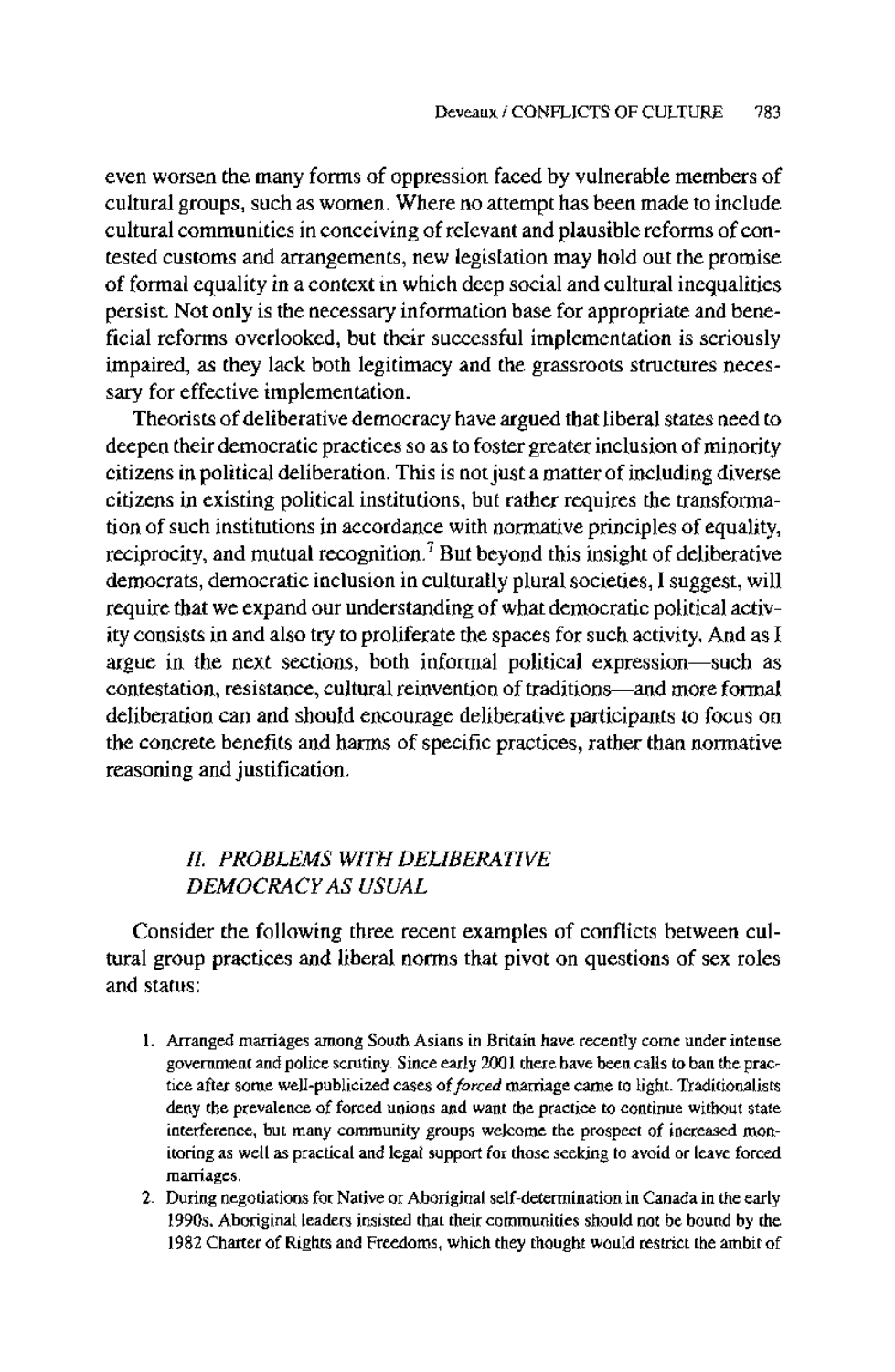even worsen the many forms of oppression faced by vulnerable members of cultural groups, such as women. Where no attempt has been made to include cultural communities in conceiving of relevant and plausible reforms of contested customs and arrangements, new legislation may hold out the promise of formal equality in a context in which deep social and cultural inequalities persist. Not only is the necessary information base for appropriate and beneficial reforms overlooked, but their successful implementation is seriously impaired, as they lack both legitimacy and the grassroots structures necessary for effective implementation.

Theorists of deliberative democracy have argued that liberal states need to deepen their democratic practices so as to foster greater inclusion of minority citizens in political deliberation. This is not just a matter of including diverse citizens in existing political institutions, but rather requires the transformation of such institutions in accordance with normative principles of equality, reciprocity, and mutual recognition.[7] But beyond this insight of deliberative democrats, democratic inclusion in culturally plural societies, I suggest, will require that we expand our understanding of what democratic political activity consists in and also try to proliferate the spaces for such activity. And as I argue in the next sections, both informal political expression—such as contestation, resistance, cultural reinvention of traditions—and more formal deliberation can and should encourage deliberative participants to focus on the concrete benefits and harms of specific practices, rather than normative reasoning and justification.

## *II. PROBLEMS WITH DELIBERATIVE DEMOCRACY AS USUAL*

Consider the following three recent examples of conflicts between cultural group practices and liberal norms that pivot on questions of sex roles and status:

1. Arranged marriages among South Asians in Britain have recently come under intense government and police scrutiny. Since early 2001 there have been calls to ban the practice after some well-publicized cases of *forced* marriage came to light. Traditionalists deny the prevalence of forced unions and want the practice to continue without state interference, but many community groups welcome the prospect of increased monitoring as well as practical and legal support for those seeking to avoid or leave forced marriages.
2. During negotiations for Native or Aboriginal self-determination in Canada in the early 1990s, Aboriginal leaders insisted that their communities should not be bound by the 1982 Charter of Rights and Freedoms, which they thought would restrict the ambit of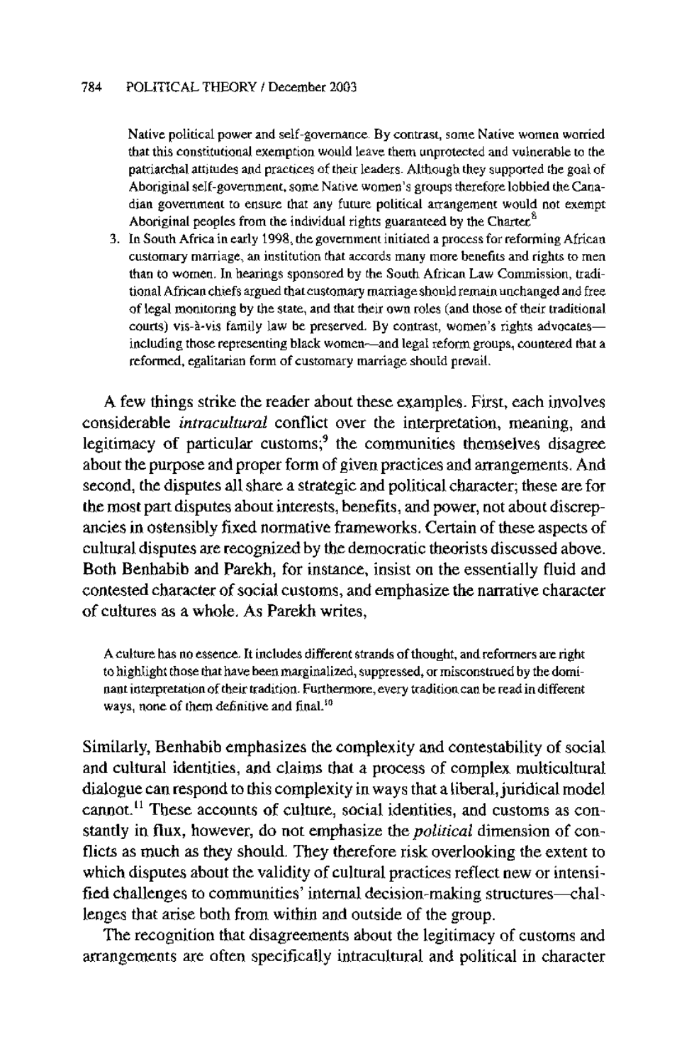Native political power and self-governance. By contrast, some Native women worried that this constitutional exemption would leave them unprotected and vulnerable to the patriarchal attitudes and practices of their leaders. Although they supported the goal of Aboriginal self-government, some Native women's groups therefore lobbied the Canadian government to ensure that any future political arrangement would not exempt Aboriginal peoples from the individual rights guaranteed by the Charter.[8]

3. In South Africa in early 1998, the government initiated a process for reforming African customary marriage, an institution that accords many more benefits and rights to men than to women. In hearings sponsored by the South African Law Commission, traditional African chiefs argued that customary marriage should remain unchanged and free of legal monitoring by the state, and that their own roles (and those of their traditional courts) vis-à-vis family law be preserved. By contrast, women's rights advocates—including those representing black women—and legal reform groups, countered that a reformed, egalitarian form of customary marriage should prevail.

A few things strike the reader about these examples. First, each involves considerable *intracultural* conflict over the interpretation, meaning, and legitimacy of particular customs;[9] the communities themselves disagree about the purpose and proper form of given practices and arrangements. And second, the disputes all share a strategic and political character; these are for the most part disputes about interests, benefits, and power, not about discrepancies in ostensibly fixed normative frameworks. Certain of these aspects of cultural disputes are recognized by the democratic theorists discussed above. Both Benhabib and Parekh, for instance, insist on the essentially fluid and contested character of social customs, and emphasize the narrative character of cultures as a whole. As Parekh writes,

> A culture has no essence. It includes different strands of thought, and reformers are right to highlight those that have been marginalized, suppressed, or misconstrued by the dominant interpretation of their tradition. Furthermore, every tradition can be read in different ways, none of them definitive and final.[10]

Similarly, Benhabib emphasizes the complexity and contestability of social and cultural identities, and claims that a process of complex multicultural dialogue can respond to this complexity in ways that a liberal, juridical model cannot.[11] These accounts of culture, social identities, and customs as constantly in flux, however, do not emphasize the *political* dimension of conflicts as much as they should. They therefore risk overlooking the extent to which disputes about the validity of cultural practices reflect new or intensified challenges to communities' internal decision-making structures—challenges that arise both from within and outside of the group.

The recognition that disagreements about the legitimacy of customs and arrangements are often specifically intracultural and political in character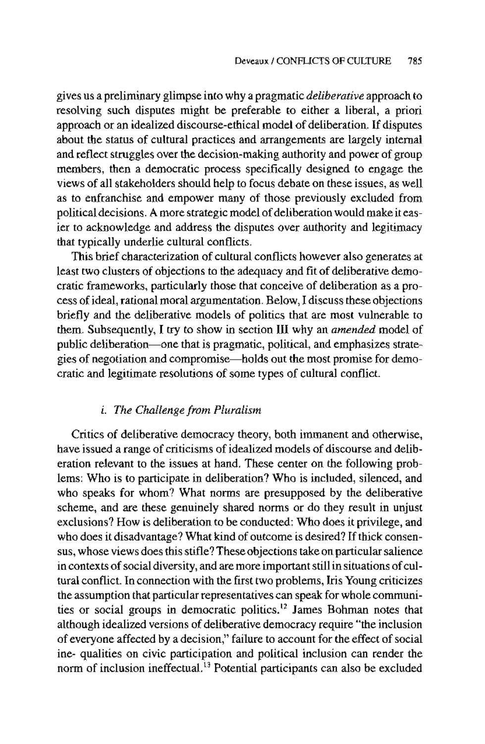gives us a preliminary glimpse into why a pragmatic *deliberative* approach to resolving such disputes might be preferable to either a liberal, a priori approach or an idealized discourse-ethical model of deliberation. If disputes about the status of cultural practices and arrangements are largely internal and reflect struggles over the decision-making authority and power of group members, then a democratic process specifically designed to engage the views of all stakeholders should help to focus debate on these issues, as well as to enfranchise and empower many of those previously excluded from political decisions. A more strategic model of deliberation would make it easier to acknowledge and address the disputes over authority and legitimacy that typically underlie cultural conflicts.

This brief characterization of cultural conflicts however also generates at least two clusters of objections to the adequacy and fit of deliberative democratic frameworks, particularly those that conceive of deliberation as a process of ideal, rational moral argumentation. Below, I discuss these objections briefly and the deliberative models of politics that are most vulnerable to them. Subsequently, I try to show in section III why an *amended* model of public deliberation—one that is pragmatic, political, and emphasizes strategies of negotiation and compromise—holds out the most promise for democratic and legitimate resolutions of some types of cultural conflict.

### *i. The Challenge from Pluralism*

Critics of deliberative democracy theory, both immanent and otherwise, have issued a range of criticisms of idealized models of discourse and deliberation relevant to the issues at hand. These center on the following problems: Who is to participate in deliberation? Who is included, silenced, and who speaks for whom? What norms are presupposed by the deliberative scheme, and are these genuinely shared norms or do they result in unjust exclusions? How is deliberation to be conducted: Who does it privilege, and who does it disadvantage? What kind of outcome is desired? If thick consensus, whose views does this stifle? These objections take on particular salience in contexts of social diversity, and are more important still in situations of cultural conflict. In connection with the first two problems, Iris Young criticizes the assumption that particular representatives can speak for whole communities or social groups in democratic politics.[12] James Bohman notes that although idealized versions of deliberative democracy require "the inclusion of everyone affected by a decision," failure to account for the effect of social ine- qualities on civic participation and political inclusion can render the norm of inclusion ineffectual.[13] Potential participants can also be excluded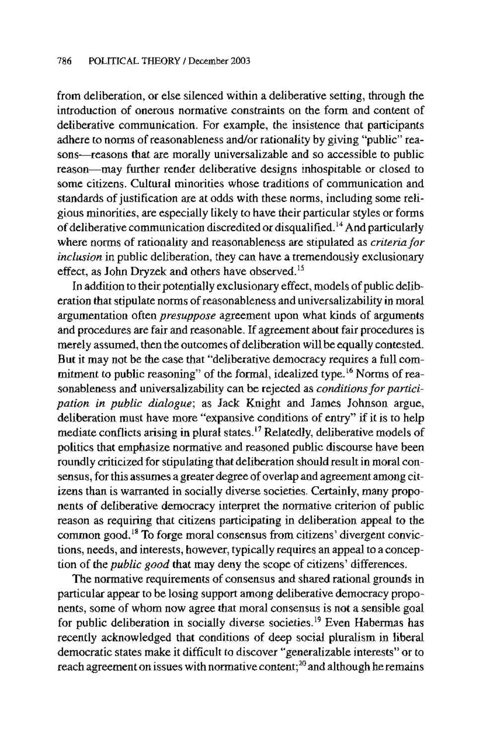from deliberation, or else silenced within a deliberative setting, through the introduction of onerous normative constraints on the form and content of deliberative communication. For example, the insistence that participants adhere to norms of reasonableness and/or rationality by giving "public" reasons—reasons that are morally universalizable and so accessible to public reason—may further render deliberative designs inhospitable or closed to some citizens. Cultural minorities whose traditions of communication and standards of justification are at odds with these norms, including some religious minorities, are especially likely to have their particular styles or forms of deliberative communication discredited or disqualified.[14] And particularly where norms of rationality and reasonableness are stipulated as *criteria for inclusion* in public deliberation, they can have a tremendously exclusionary effect, as John Dryzek and others have observed.[15]

In addition to their potentially exclusionary effect, models of public deliberation that stipulate norms of reasonableness and universalizability in moral argumentation often *presuppose* agreement upon what kinds of arguments and procedures are fair and reasonable. If agreement about fair procedures is merely assumed, then the outcomes of deliberation will be equally contested. But it may not be the case that "deliberative democracy requires a full commitment to public reasoning" of the formal, idealized type.[16] Norms of reasonableness and universalizability can be rejected as *conditions for participation in public dialogue*; as Jack Knight and James Johnson argue, deliberation must have more "expansive conditions of entry" if it is to help mediate conflicts arising in plural states.[17] Relatedly, deliberative models of politics that emphasize normative and reasoned public discourse have been roundly criticized for stipulating that deliberation should result in moral consensus, for this assumes a greater degree of overlap and agreement among citizens than is warranted in socially diverse societies. Certainly, many proponents of deliberative democracy interpret the normative criterion of public reason as requiring that citizens participating in deliberation appeal to the common good.[18] To forge moral consensus from citizens' divergent convictions, needs, and interests, however, typically requires an appeal to a conception of the *public good* that may deny the scope of citizens' differences.

The normative requirements of consensus and shared rational grounds in particular appear to be losing support among deliberative democracy proponents, some of whom now agree that moral consensus is not a sensible goal for public deliberation in socially diverse societies.[19] Even Habermas has recently acknowledged that conditions of deep social pluralism in liberal democratic states make it difficult to discover "generalizable interests" or to reach agreement on issues with normative content;[20] and although he remains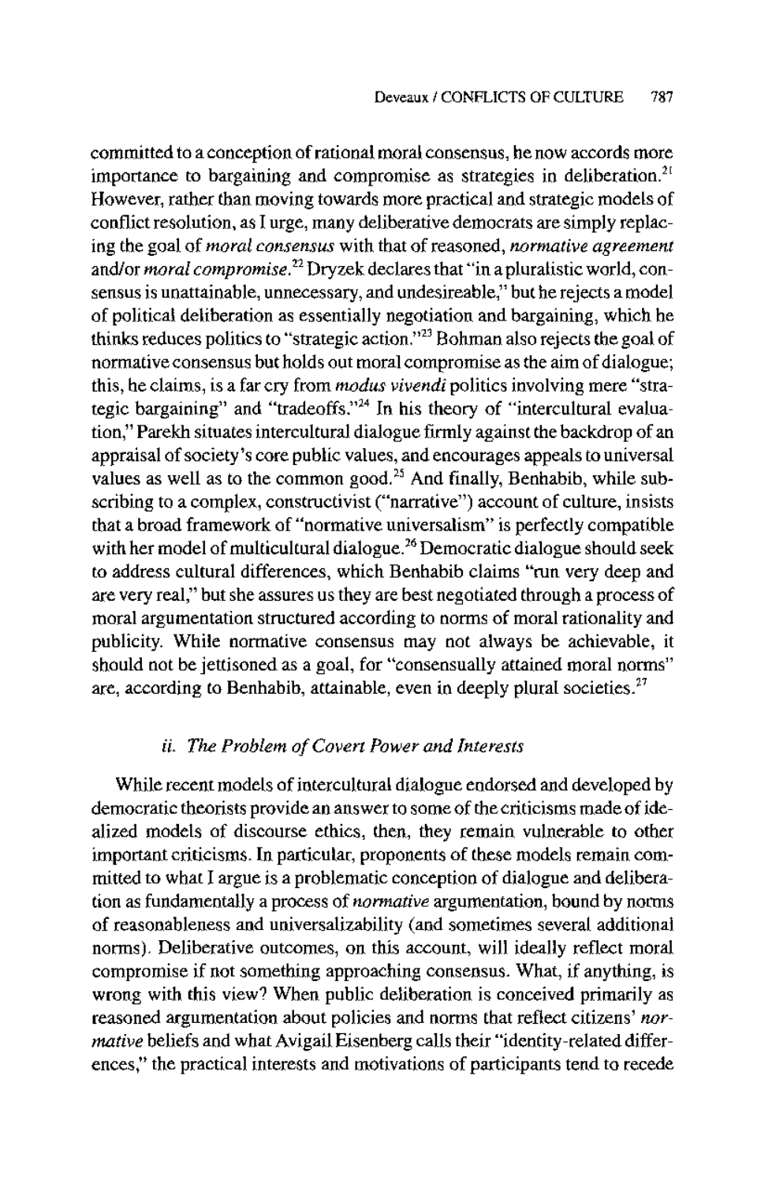committed to a conception of rational moral consensus, he now accords more importance to bargaining and compromise as strategies in deliberation.[21] However, rather than moving towards more practical and strategic models of conflict resolution, as I urge, many deliberative democrats are simply replacing the goal of *moral consensus* with that of reasoned, *normative agreement* and/or *moral compromise*.[22] Dryzek declares that "in a pluralistic world, consensus is unattainable, unnecessary, and undesireable," but he rejects a model of political deliberation as essentially negotiation and bargaining, which he thinks reduces politics to "strategic action."[23] Bohman also rejects the goal of normative consensus but holds out moral compromise as the aim of dialogue; this, he claims, is a far cry from *modus vivendi* politics involving mere "strategic bargaining" and "tradeoffs."[24] In his theory of "intercultural evaluation," Parekh situates intercultural dialogue firmly against the backdrop of an appraisal of society's core public values, and encourages appeals to universal values as well as to the common good.[25] And finally, Benhabib, while subscribing to a complex, constructivist ("narrative") account of culture, insists that a broad framework of "normative universalism" is perfectly compatible with her model of multicultural dialogue.[26] Democratic dialogue should seek to address cultural differences, which Benhabib claims "run very deep and are very real," but she assures us they are best negotiated through a process of moral argumentation structured according to norms of moral rationality and publicity. While normative consensus may not always be achievable, it should not be jettisoned as a goal, for "consensually attained moral norms" are, according to Benhabib, attainable, even in deeply plural societies.[27]

### *ii. The Problem of Covert Power and Interests*

While recent models of intercultural dialogue endorsed and developed by democratic theorists provide an answer to some of the criticisms made of idealized models of discourse ethics, then, they remain vulnerable to other important criticisms. In particular, proponents of these models remain committed to what I argue is a problematic conception of dialogue and deliberation as fundamentally a process of *normative* argumentation, bound by norms of reasonableness and universalizability (and sometimes several additional norms). Deliberative outcomes, on this account, will ideally reflect moral compromise if not something approaching consensus. What, if anything, is wrong with this view? When public deliberation is conceived primarily as reasoned argumentation about policies and norms that reflect citizens' *normative* beliefs and what Avigail Eisenberg calls their "identity-related differences," the practical interests and motivations of participants tend to recede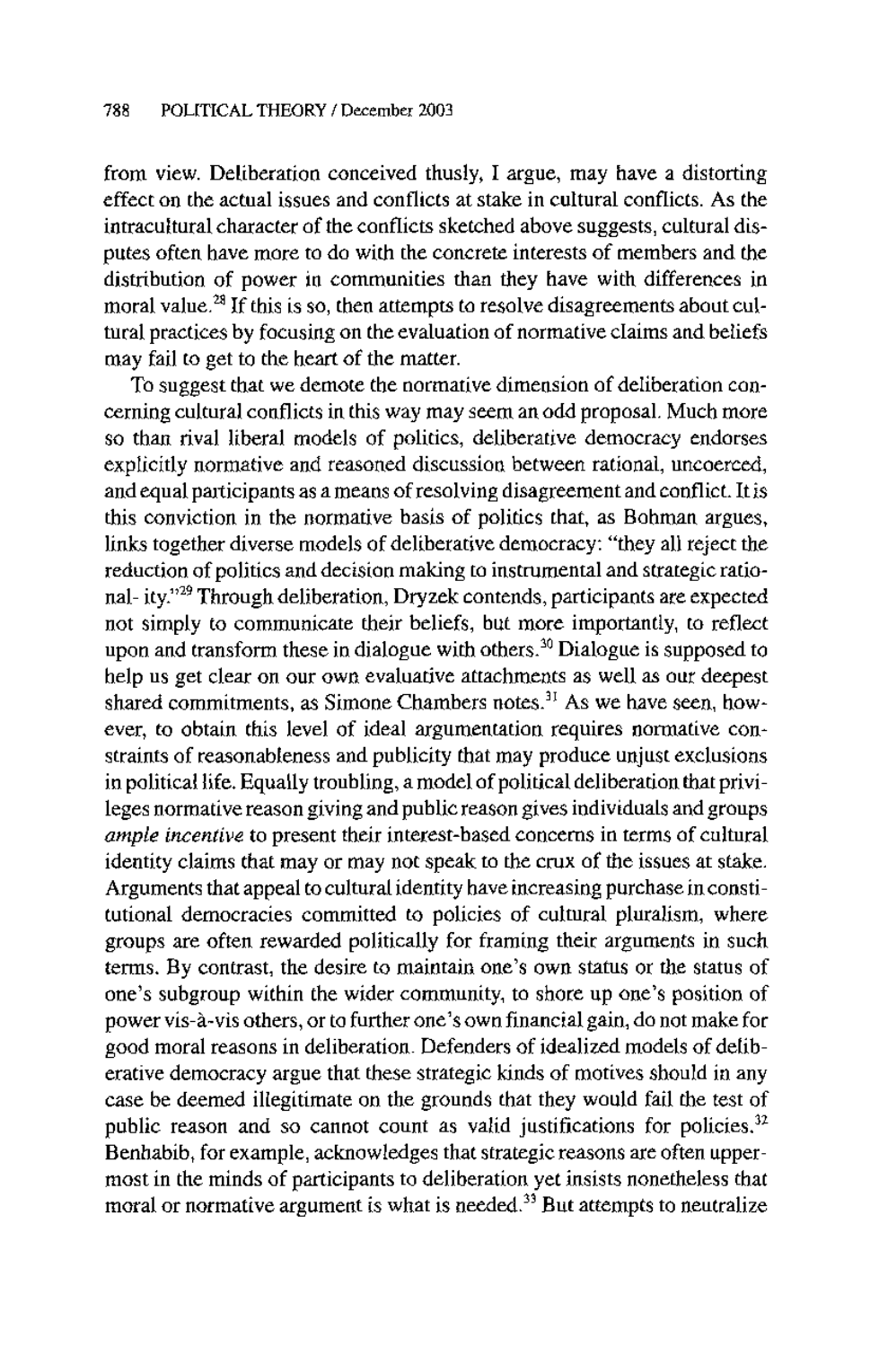from view. Deliberation conceived thusly, I argue, may have a distorting effect on the actual issues and conflicts at stake in cultural conflicts. As the intracultural character of the conflicts sketched above suggests, cultural disputes often have more to do with the concrete interests of members and the distribution of power in communities than they have with differences in moral value.[28] If this is so, then attempts to resolve disagreements about cultural practices by focusing on the evaluation of normative claims and beliefs may fail to get to the heart of the matter.

To suggest that we demote the normative dimension of deliberation concerning cultural conflicts in this way may seem an odd proposal. Much more so than rival liberal models of politics, deliberative democracy endorses explicitly normative and reasoned discussion between rational, uncoerced, and equal participants as a means of resolving disagreement and conflict. It is this conviction in the normative basis of politics that, as Bohman argues, links together diverse models of deliberative democracy: "they all reject the reduction of politics and decision making to instrumental and strategic rational- ity."[29] Through deliberation, Dryzek contends, participants are expected not simply to communicate their beliefs, but more importantly, to reflect upon and transform these in dialogue with others.[30] Dialogue is supposed to help us get clear on our own evaluative attachments as well as our deepest shared commitments, as Simone Chambers notes.[31] As we have seen, however, to obtain this level of ideal argumentation requires normative constraints of reasonableness and publicity that may produce unjust exclusions in political life. Equally troubling, a model of political deliberation that privileges normative reason giving and public reason gives individuals and groups *ample incentive* to present their interest-based concerns in terms of cultural identity claims that may or may not speak to the crux of the issues at stake. Arguments that appeal to cultural identity have increasing purchase in constitutional democracies committed to policies of cultural pluralism, where groups are often rewarded politically for framing their arguments in such terms. By contrast, the desire to maintain one's own status or the status of one's subgroup within the wider community, to shore up one's position of power vis-à-vis others, or to further one's own financial gain, do not make for good moral reasons in deliberation. Defenders of idealized models of deliberative democracy argue that these strategic kinds of motives should in any case be deemed illegitimate on the grounds that they would fail the test of public reason and so cannot count as valid justifications for policies.[32] Benhabib, for example, acknowledges that strategic reasons are often uppermost in the minds of participants to deliberation yet insists nonetheless that moral or normative argument is what is needed.[33] But attempts to neutralize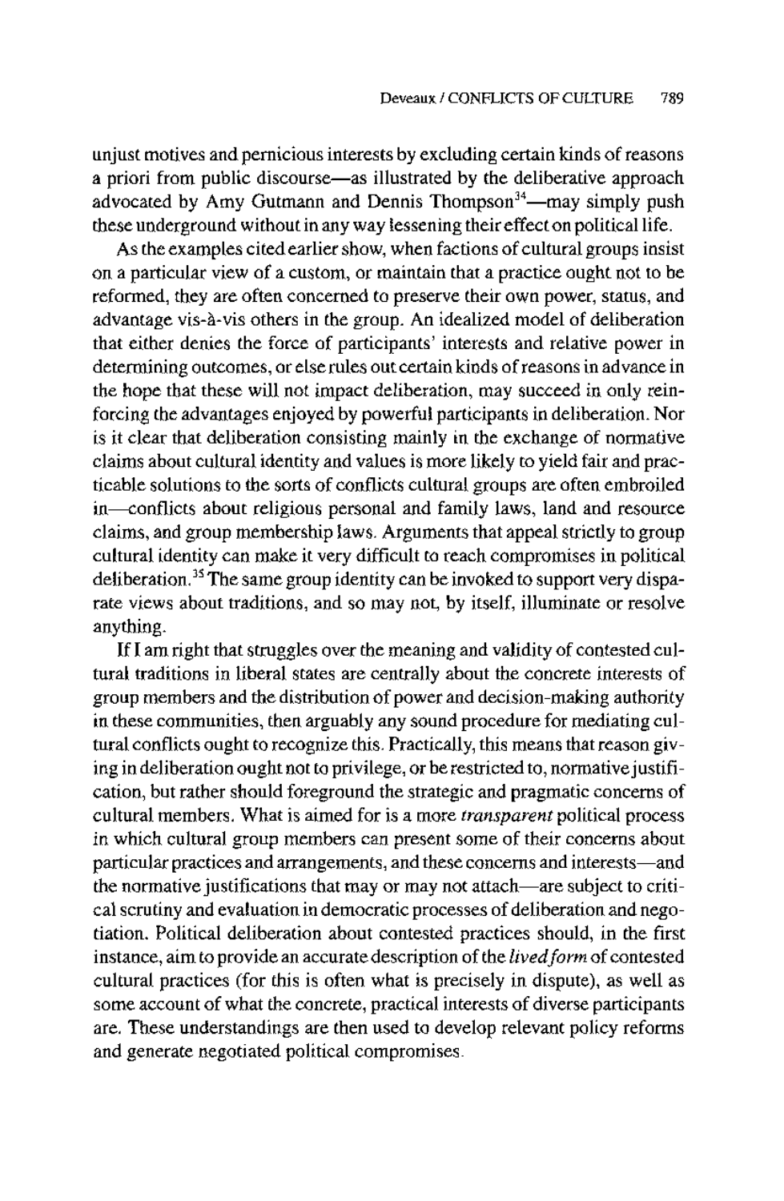unjust motives and pernicious interests by excluding certain kinds of reasons a priori from public discourse—as illustrated by the deliberative approach advocated by Amy Gutmann and Dennis Thompson[34]—may simply push these underground without in any way lessening their effect on political life.

As the examples cited earlier show, when factions of cultural groups insist on a particular view of a custom, or maintain that a practice ought not to be reformed, they are often concerned to preserve their own power, status, and advantage vis-à-vis others in the group. An idealized model of deliberation that either denies the force of participants' interests and relative power in determining outcomes, or else rules out certain kinds of reasons in advance in the hope that these will not impact deliberation, may succeed in only reinforcing the advantages enjoyed by powerful participants in deliberation. Nor is it clear that deliberation consisting mainly in the exchange of normative claims about cultural identity and values is more likely to yield fair and practicable solutions to the sorts of conflicts cultural groups are often embroiled in—conflicts about religious personal and family laws, land and resource claims, and group membership laws. Arguments that appeal strictly to group cultural identity can make it very difficult to reach compromises in political deliberation.[35] The same group identity can be invoked to support very disparate views about traditions, and so may not, by itself, illuminate or resolve anything.

If I am right that struggles over the meaning and validity of contested cultural traditions in liberal states are centrally about the concrete interests of group members and the distribution of power and decision-making authority in these communities, then arguably any sound procedure for mediating cultural conflicts ought to recognize this. Practically, this means that reason giving in deliberation ought not to privilege, or be restricted to, normative justification, but rather should foreground the strategic and pragmatic concerns of cultural members. What is aimed for is a more *transparent* political process in which cultural group members can present some of their concerns about particular practices and arrangements, and these concerns and interests—and the normative justifications that may or may not attach—are subject to critical scrutiny and evaluation in democratic processes of deliberation and negotiation. Political deliberation about contested practices should, in the first instance, aim to provide an accurate description of the *lived form* of contested cultural practices (for this is often what is precisely in dispute), as well as some account of what the concrete, practical interests of diverse participants are. These understandings are then used to develop relevant policy reforms and generate negotiated political compromises.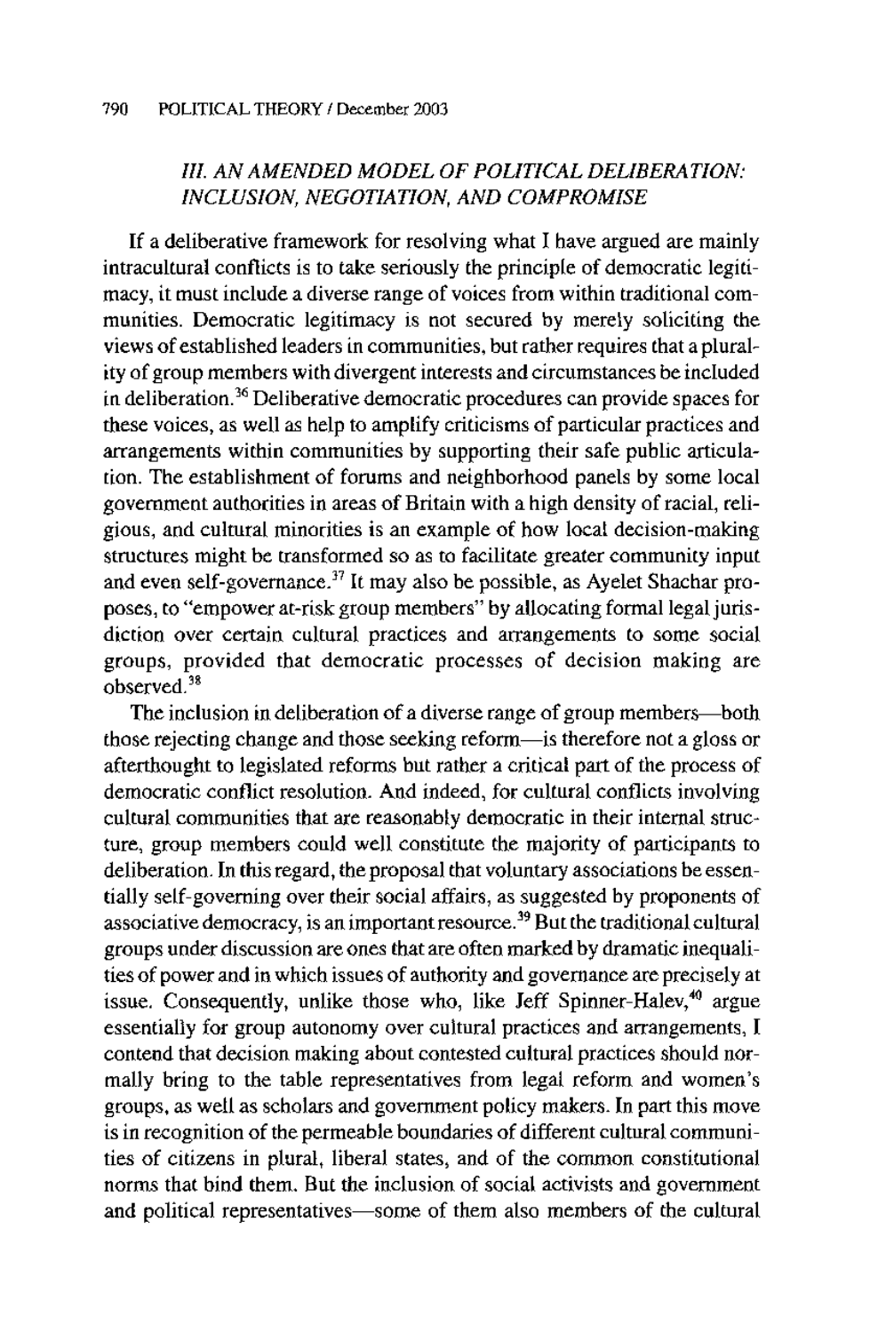### *III. AN AMENDED MODEL OF POLITICAL DELIBERATION: INCLUSION, NEGOTIATION, AND COMPROMISE*

If a deliberative framework for resolving what I have argued are mainly intracultural conflicts is to take seriously the principle of democratic legitimacy, it must include a diverse range of voices from within traditional communities. Democratic legitimacy is not secured by merely soliciting the views of established leaders in communities, but rather requires that a plurality of group members with divergent interests and circumstances be included in deliberation.[36] Deliberative democratic procedures can provide spaces for these voices, as well as help to amplify criticisms of particular practices and arrangements within communities by supporting their safe public articulation. The establishment of forums and neighborhood panels by some local government authorities in areas of Britain with a high density of racial, religious, and cultural minorities is an example of how local decision-making structures might be transformed so as to facilitate greater community input and even self-governance.[37] It may also be possible, as Ayelet Shachar proposes, to "empower at-risk group members" by allocating formal legal jurisdiction over certain cultural practices and arrangements to some social groups, provided that democratic processes of decision making are observed.[38]

The inclusion in deliberation of a diverse range of group members—both those rejecting change and those seeking reform—is therefore not a gloss or afterthought to legislated reforms but rather a critical part of the process of democratic conflict resolution. And indeed, for cultural conflicts involving cultural communities that are reasonably democratic in their internal structure, group members could well constitute the majority of participants to deliberation. In this regard, the proposal that voluntary associations be essentially self-governing over their social affairs, as suggested by proponents of associative democracy, is an important resource.[39] But the traditional cultural groups under discussion are ones that are often marked by dramatic inequalities of power and in which issues of authority and governance are precisely at issue. Consequently, unlike those who, like Jeff Spinner-Halev,[40] argue essentially for group autonomy over cultural practices and arrangements, I contend that decision making about contested cultural practices should normally bring to the table representatives from legal reform and women's groups, as well as scholars and government policy makers. In part this move is in recognition of the permeable boundaries of different cultural communities of citizens in plural, liberal states, and of the common constitutional norms that bind them. But the inclusion of social activists and government and political representatives—some of them also members of the cultural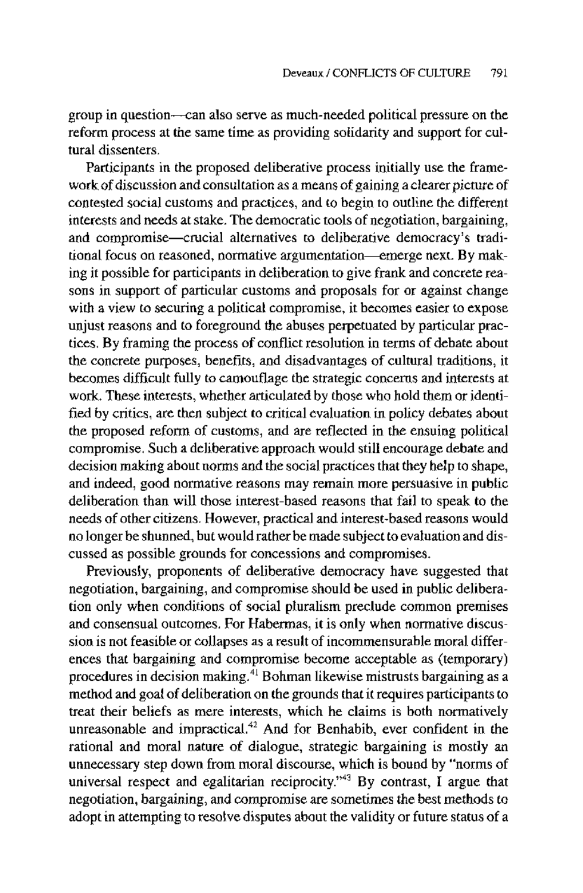group in question—can also serve as much-needed political pressure on the reform process at the same time as providing solidarity and support for cultural dissenters.

Participants in the proposed deliberative process initially use the framework of discussion and consultation as a means of gaining a clearer picture of contested social customs and practices, and to begin to outline the different interests and needs at stake. The democratic tools of negotiation, bargaining, and compromise—crucial alternatives to deliberative democracy's traditional focus on reasoned, normative argumentation—emerge next. By making it possible for participants in deliberation to give frank and concrete reasons in support of particular customs and proposals for or against change with a view to securing a political compromise, it becomes easier to expose unjust reasons and to foreground the abuses perpetuated by particular practices. By framing the process of conflict resolution in terms of debate about the concrete purposes, benefits, and disadvantages of cultural traditions, it becomes difficult fully to camouflage the strategic concerns and interests at work. These interests, whether articulated by those who hold them or identified by critics, are then subject to critical evaluation in policy debates about the proposed reform of customs, and are reflected in the ensuing political compromise. Such a deliberative approach would still encourage debate and decision making about norms and the social practices that they help to shape, and indeed, good normative reasons may remain more persuasive in public deliberation than will those interest-based reasons that fail to speak to the needs of other citizens. However, practical and interest-based reasons would no longer be shunned, but would rather be made subject to evaluation and discussed as possible grounds for concessions and compromises.

Previously, proponents of deliberative democracy have suggested that negotiation, bargaining, and compromise should be used in public deliberation only when conditions of social pluralism preclude common premises and consensual outcomes. For Habermas, it is only when normative discussion is not feasible or collapses as a result of incommensurable moral differences that bargaining and compromise become acceptable as (temporary) procedures in decision making.[41] Bohman likewise mistrusts bargaining as a method and goal of deliberation on the grounds that it requires participants to treat their beliefs as mere interests, which he claims is both normatively unreasonable and impractical.[42] And for Benhabib, ever confident in the rational and moral nature of dialogue, strategic bargaining is mostly an unnecessary step down from moral discourse, which is bound by "norms of universal respect and egalitarian reciprocity."[43] By contrast, I argue that negotiation, bargaining, and compromise are sometimes the best methods to adopt in attempting to resolve disputes about the validity or future status of a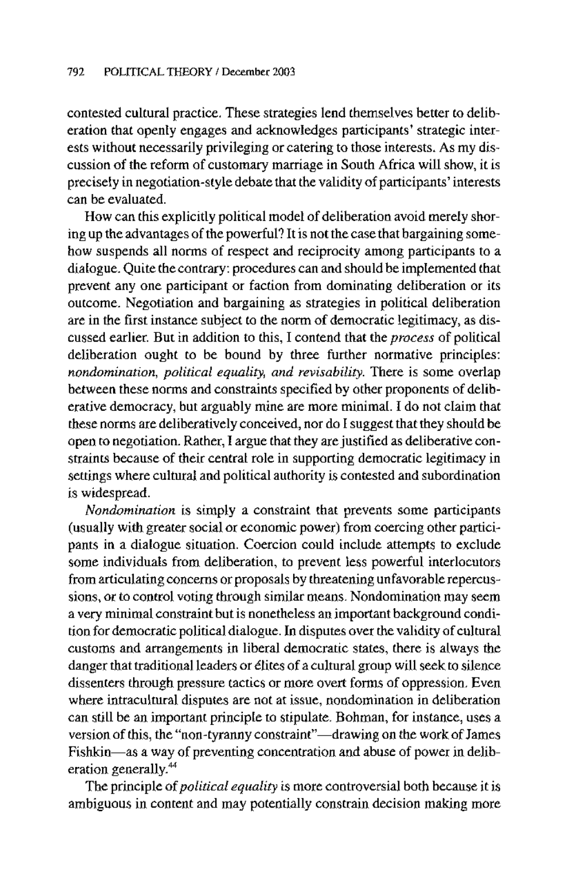contested cultural practice. These strategies lend themselves better to deliberation that openly engages and acknowledges participants' strategic interests without necessarily privileging or catering to those interests. As my discussion of the reform of customary marriage in South Africa will show, it is precisely in negotiation-style debate that the validity of participants' interests can be evaluated.

How can this explicitly political model of deliberation avoid merely shoring up the advantages of the powerful? It is not the case that bargaining somehow suspends all norms of respect and reciprocity among participants to a dialogue. Quite the contrary: procedures can and should be implemented that prevent any one participant or faction from dominating deliberation or its outcome. Negotiation and bargaining as strategies in political deliberation are in the first instance subject to the norm of democratic legitimacy, as discussed earlier. But in addition to this, I contend that the *process* of political deliberation ought to be bound by three further normative principles: *nondomination, political equality, and revisability.* There is some overlap between these norms and constraints specified by other proponents of deliberative democracy, but arguably mine are more minimal. I do not claim that these norms are deliberatively conceived, nor do I suggest that they should be open to negotiation. Rather, I argue that they are justified as deliberative constraints because of their central role in supporting democratic legitimacy in settings where cultural and political authority is contested and subordination is widespread.

*Nondomination* is simply a constraint that prevents some participants (usually with greater social or economic power) from coercing other participants in a dialogue situation. Coercion could include attempts to exclude some individuals from deliberation, to prevent less powerful interlocutors from articulating concerns or proposals by threatening unfavorable repercussions, or to control voting through similar means. Nondomination may seem a very minimal constraint but is nonetheless an important background condition for democratic political dialogue. In disputes over the validity of cultural customs and arrangements in liberal democratic states, there is always the danger that traditional leaders or élites of a cultural group will seek to silence dissenters through pressure tactics or more overt forms of oppression. Even where intracultural disputes are not at issue, nondomination in deliberation can still be an important principle to stipulate. Bohman, for instance, uses a version of this, the "non-tyranny constraint"—drawing on the work of James Fishkin—as a way of preventing concentration and abuse of power in deliberation generally.[44]

The principle of *political equality* is more controversial both because it is ambiguous in content and may potentially constrain decision making more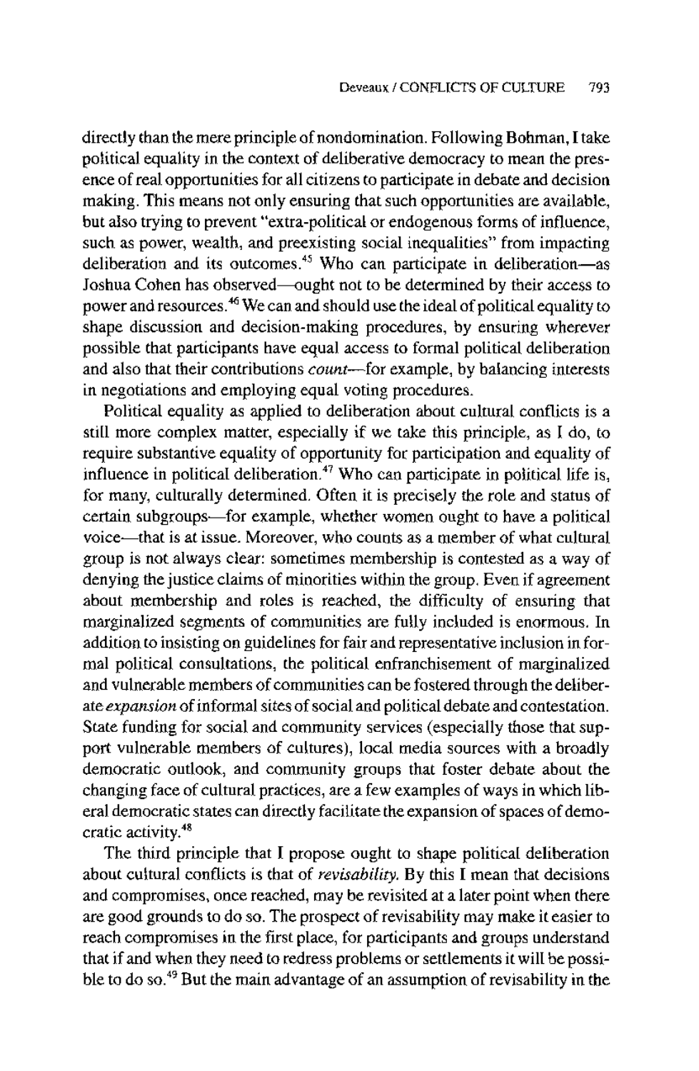directly than the mere principle of nondomination. Following Bohman, I take political equality in the context of deliberative democracy to mean the presence of real opportunities for all citizens to participate in debate and decision making. This means not only ensuring that such opportunities are available, but also trying to prevent "extra-political or endogenous forms of influence, such as power, wealth, and preexisting social inequalities" from impacting deliberation and its outcomes.[45] Who can participate in deliberation—as Joshua Cohen has observed—ought not to be determined by their access to power and resources.[46] We can and should use the ideal of political equality to shape discussion and decision-making procedures, by ensuring wherever possible that participants have equal access to formal political deliberation and also that their contributions *count*—for example, by balancing interests in negotiations and employing equal voting procedures.

Political equality as applied to deliberation about cultural conflicts is a still more complex matter, especially if we take this principle, as I do, to require substantive equality of opportunity for participation and equality of influence in political deliberation.[47] Who can participate in political life is, for many, culturally determined. Often it is precisely the role and status of certain subgroups—for example, whether women ought to have a political voice—that is at issue. Moreover, who counts as a member of what cultural group is not always clear: sometimes membership is contested as a way of denying the justice claims of minorities within the group. Even if agreement about membership and roles is reached, the difficulty of ensuring that marginalized segments of communities are fully included is enormous. In addition to insisting on guidelines for fair and representative inclusion in formal political consultations, the political enfranchisement of marginalized and vulnerable members of communities can be fostered through the deliberate *expansion* of informal sites of social and political debate and contestation. State funding for social and community services (especially those that support vulnerable members of cultures), local media sources with a broadly democratic outlook, and community groups that foster debate about the changing face of cultural practices, are a few examples of ways in which liberal democratic states can directly facilitate the expansion of spaces of democratic activity.[48]

The third principle that I propose ought to shape political deliberation about cultural conflicts is that of *revisability*. By this I mean that decisions and compromises, once reached, may be revisited at a later point when there are good grounds to do so. The prospect of revisability may make it easier to reach compromises in the first place, for participants and groups understand that if and when they need to redress problems or settlements it will be possible to do so.[49] But the main advantage of an assumption of revisability in the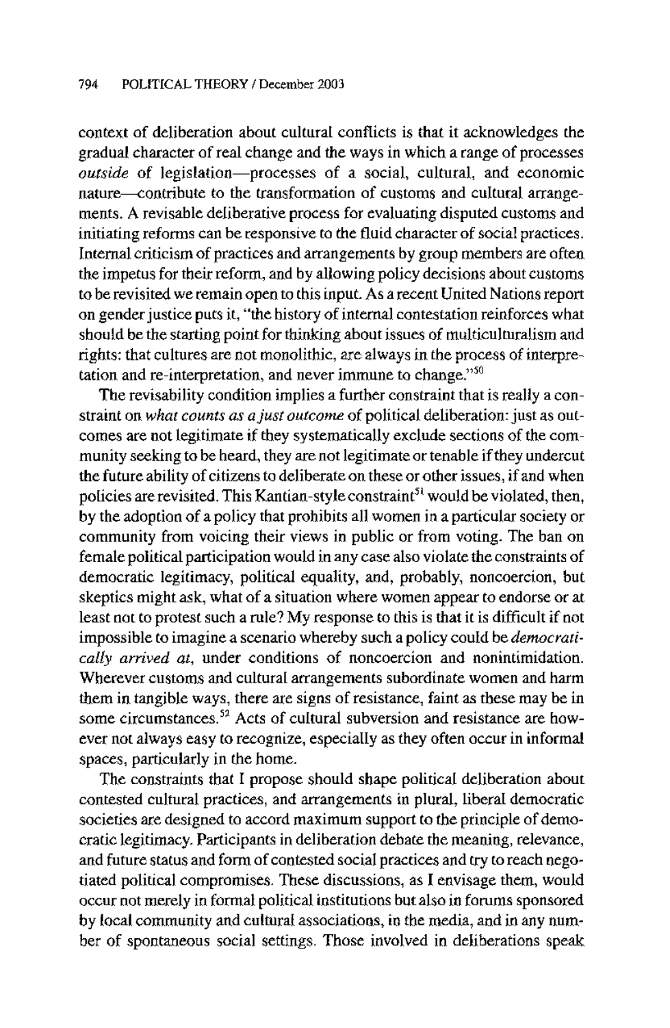context of deliberation about cultural conflicts is that it acknowledges the gradual character of real change and the ways in which a range of processes *outside* of legislation—processes of a social, cultural, and economic nature—contribute to the transformation of customs and cultural arrangements. A revisable deliberative process for evaluating disputed customs and initiating reforms can be responsive to the fluid character of social practices. Internal criticism of practices and arrangements by group members are often the impetus for their reform, and by allowing policy decisions about customs to be revisited we remain open to this input. As a recent United Nations report on gender justice puts it, "the history of internal contestation reinforces what should be the starting point for thinking about issues of multiculturalism and rights: that cultures are not monolithic, are always in the process of interpretation and re-interpretation, and never immune to change."[50]

The revisability condition implies a further constraint that is really a constraint on *what counts as a just outcome* of political deliberation: just as outcomes are not legitimate if they systematically exclude sections of the community seeking to be heard, they are not legitimate or tenable if they undercut the future ability of citizens to deliberate on these or other issues, if and when policies are revisited. This Kantian-style constraint[51] would be violated, then, by the adoption of a policy that prohibits all women in a particular society or community from voicing their views in public or from voting. The ban on female political participation would in any case also violate the constraints of democratic legitimacy, political equality, and, probably, noncoercion, but skeptics might ask, what of a situation where women appear to endorse or at least not to protest such a rule? My response to this is that it is difficult if not impossible to imagine a scenario whereby such a policy could be *democratically arrived at*, under conditions of noncoercion and nonintimidation. Wherever customs and cultural arrangements subordinate women and harm them in tangible ways, there are signs of resistance, faint as these may be in some circumstances.[52] Acts of cultural subversion and resistance are however not always easy to recognize, especially as they often occur in informal spaces, particularly in the home.

The constraints that I propose should shape political deliberation about contested cultural practices, and arrangements in plural, liberal democratic societies are designed to accord maximum support to the principle of democratic legitimacy. Participants in deliberation debate the meaning, relevance, and future status and form of contested social practices and try to reach negotiated political compromises. These discussions, as I envisage them, would occur not merely in formal political institutions but also in forums sponsored by local community and cultural associations, in the media, and in any number of spontaneous social settings. Those involved in deliberations speak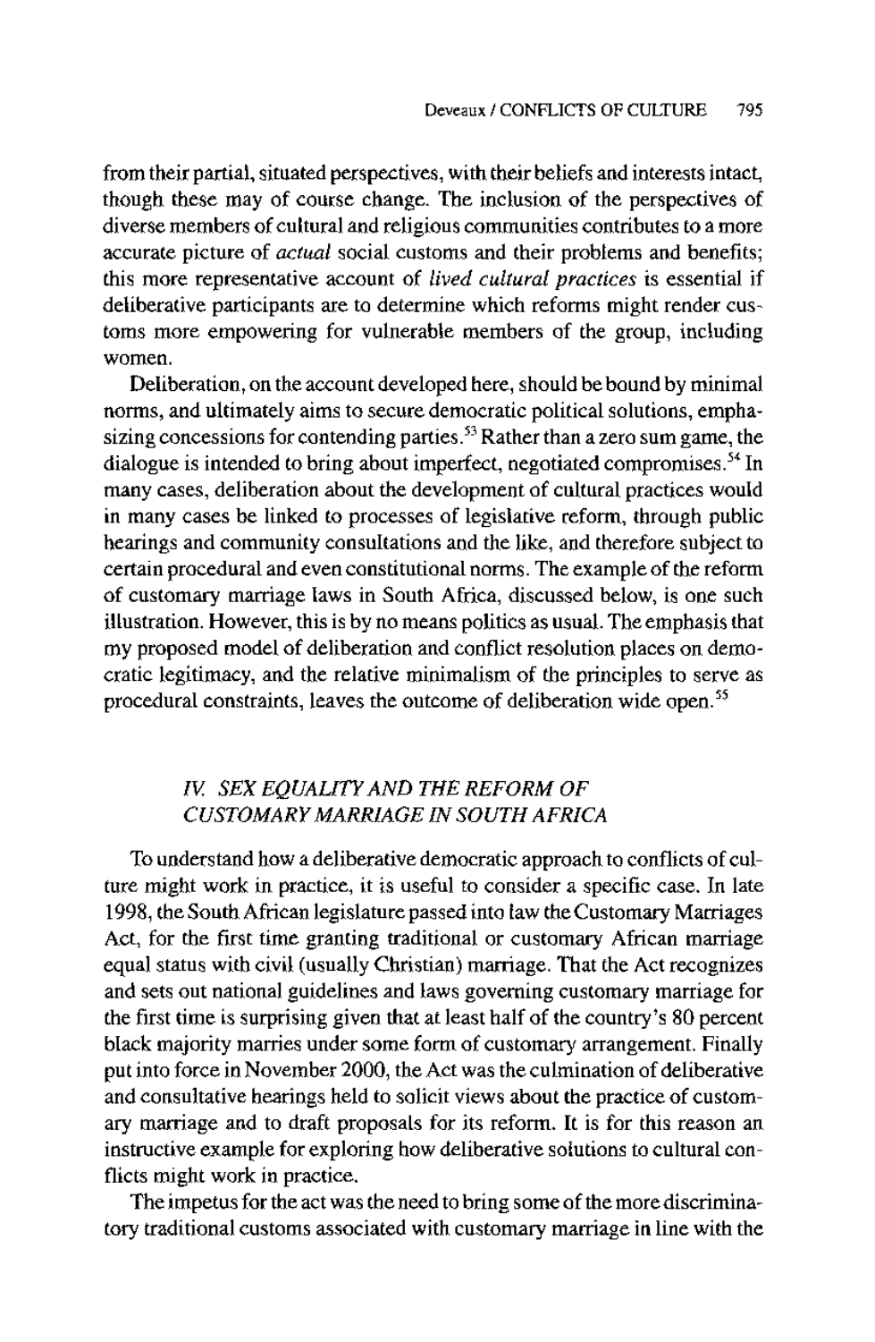from their partial, situated perspectives, with their beliefs and interests intact, though these may of course change. The inclusion of the perspectives of diverse members of cultural and religious communities contributes to a more accurate picture of *actual* social customs and their problems and benefits; this more representative account of *lived cultural practices* is essential if deliberative participants are to determine which reforms might render customs more empowering for vulnerable members of the group, including women.

Deliberation, on the account developed here, should be bound by minimal norms, and ultimately aims to secure democratic political solutions, emphasizing concessions for contending parties.[53] Rather than a zero sum game, the dialogue is intended to bring about imperfect, negotiated compromises.[54] In many cases, deliberation about the development of cultural practices would in many cases be linked to processes of legislative reform, through public hearings and community consultations and the like, and therefore subject to certain procedural and even constitutional norms. The example of the reform of customary marriage laws in South Africa, discussed below, is one such illustration. However, this is by no means politics as usual. The emphasis that my proposed model of deliberation and conflict resolution places on democratic legitimacy, and the relative minimalism of the principles to serve as procedural constraints, leaves the outcome of deliberation wide open.[55]

## *IV. SEX EQUALITY AND THE REFORM OF CUSTOMARY MARRIAGE IN SOUTH AFRICA*

To understand how a deliberative democratic approach to conflicts of culture might work in practice, it is useful to consider a specific case. In late 1998, the South African legislature passed into law the Customary Marriages Act, for the first time granting traditional or customary African marriage equal status with civil (usually Christian) marriage. That the Act recognizes and sets out national guidelines and laws governing customary marriage for the first time is surprising given that at least half of the country's 80 percent black majority marries under some form of customary arrangement. Finally put into force in November 2000, the Act was the culmination of deliberative and consultative hearings held to solicit views about the practice of customary marriage and to draft proposals for its reform. It is for this reason an instructive example for exploring how deliberative solutions to cultural conflicts might work in practice.

The impetus for the act was the need to bring some of the more discriminatory traditional customs associated with customary marriage in line with the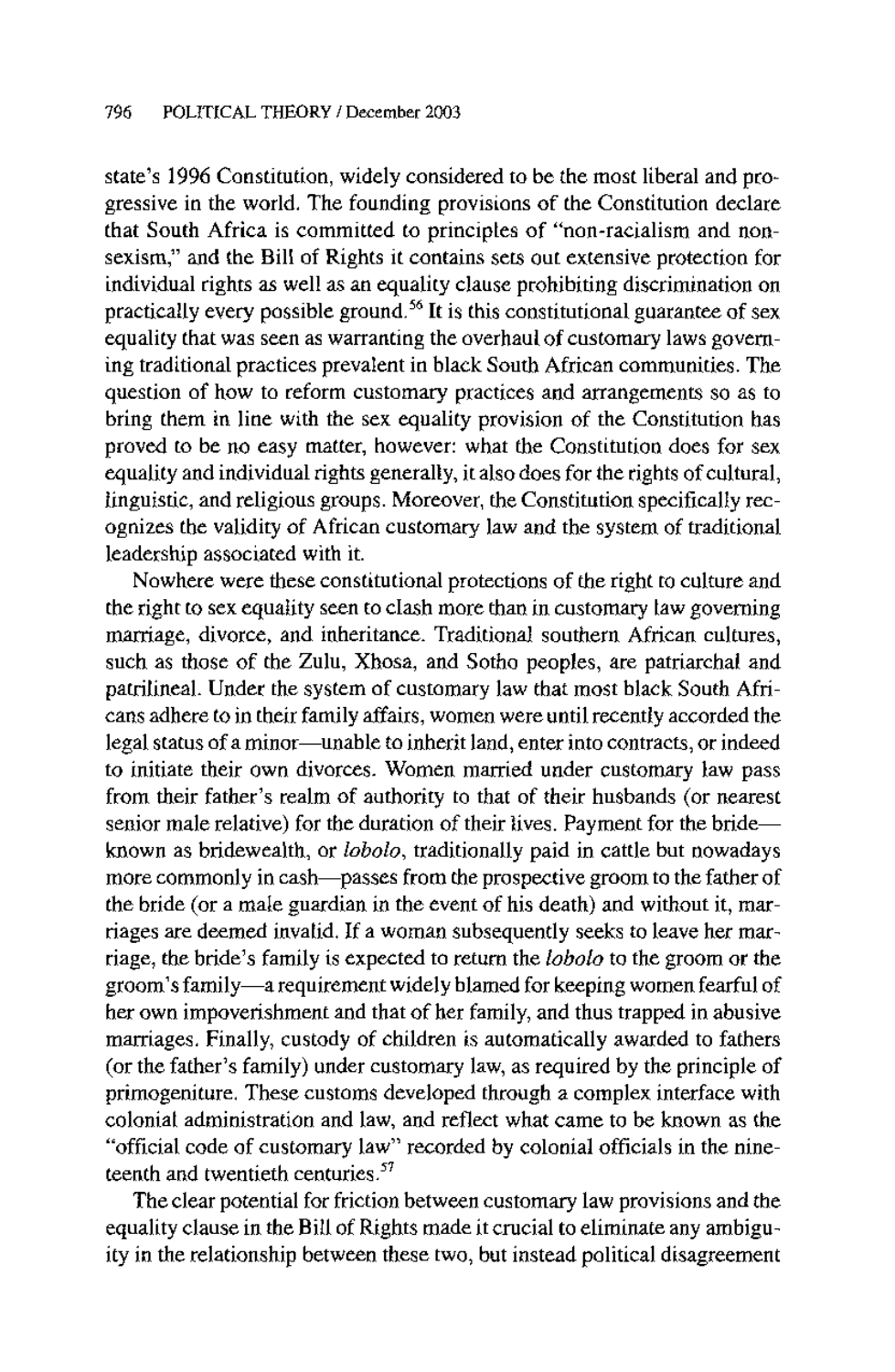state's 1996 Constitution, widely considered to be the most liberal and progressive in the world. The founding provisions of the Constitution declare that South Africa is committed to principles of "non-racialism and non-sexism," and the Bill of Rights it contains sets out extensive protection for individual rights as well as an equality clause prohibiting discrimination on practically every possible ground.[56] It is this constitutional guarantee of sex equality that was seen as warranting the overhaul of customary laws governing traditional practices prevalent in black South African communities. The question of how to reform customary practices and arrangements so as to bring them in line with the sex equality provision of the Constitution has proved to be no easy matter, however: what the Constitution does for sex equality and individual rights generally, it also does for the rights of cultural, linguistic, and religious groups. Moreover, the Constitution specifically recognizes the validity of African customary law and the system of traditional leadership associated with it.

Nowhere were these constitutional protections of the right to culture and the right to sex equality seen to clash more than in customary law governing marriage, divorce, and inheritance. Traditional southern African cultures, such as those of the Zulu, Xhosa, and Sotho peoples, are patriarchal and patrilineal. Under the system of customary law that most black South Africans adhere to in their family affairs, women were until recently accorded the legal status of a minor—unable to inherit land, enter into contracts, or indeed to initiate their own divorces. Women married under customary law pass from their father's realm of authority to that of their husbands (or nearest senior male relative) for the duration of their lives. Payment for the bride—known as bridewealth, or *lobolo*, traditionally paid in cattle but nowadays more commonly in cash—passes from the prospective groom to the father of the bride (or a male guardian in the event of his death) and without it, marriages are deemed invalid. If a woman subsequently seeks to leave her marriage, the bride's family is expected to return the *lobolo* to the groom or the groom's family—a requirement widely blamed for keeping women fearful of her own impoverishment and that of her family, and thus trapped in abusive marriages. Finally, custody of children is automatically awarded to fathers (or the father's family) under customary law, as required by the principle of primogeniture. These customs developed through a complex interface with colonial administration and law, and reflect what came to be known as the "official code of customary law" recorded by colonial officials in the nineteenth and twentieth centuries.[57]

The clear potential for friction between customary law provisions and the equality clause in the Bill of Rights made it crucial to eliminate any ambiguity in the relationship between these two, but instead political disagreement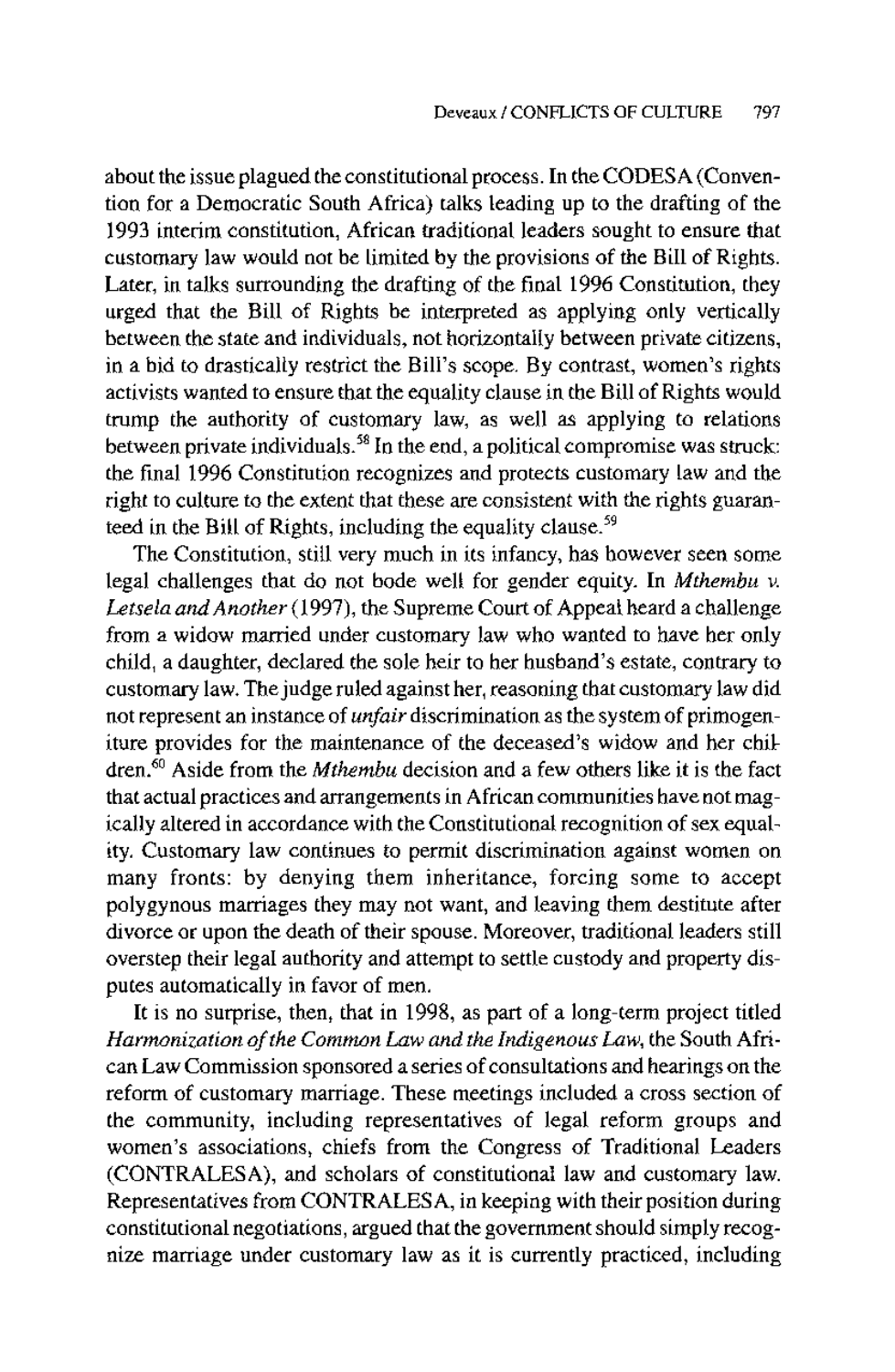about the issue plagued the constitutional process. In the CODESA (Convention for a Democratic South Africa) talks leading up to the drafting of the 1993 interim constitution, African traditional leaders sought to ensure that customary law would not be limited by the provisions of the Bill of Rights. Later, in talks surrounding the drafting of the final 1996 Constitution, they urged that the Bill of Rights be interpreted as applying only vertically between the state and individuals, not horizontally between private citizens, in a bid to drastically restrict the Bill's scope. By contrast, women's rights activists wanted to ensure that the equality clause in the Bill of Rights would trump the authority of customary law, as well as applying to relations between private individuals.[58] In the end, a political compromise was struck: the final 1996 Constitution recognizes and protects customary law and the right to culture to the extent that these are consistent with the rights guaranteed in the Bill of Rights, including the equality clause.[59]

The Constitution, still very much in its infancy, has however seen some legal challenges that do not bode well for gender equity. In *Mthembu v. Letsela and Another* (1997), the Supreme Court of Appeal heard a challenge from a widow married under customary law who wanted to have her only child, a daughter, declared the sole heir to her husband's estate, contrary to customary law. The judge ruled against her, reasoning that customary law did not represent an instance of *unfair* discrimination as the system of primogeniture provides for the maintenance of the deceased's widow and her children.[60] Aside from the *Mthembu* decision and a few others like it is the fact that actual practices and arrangements in African communities have not magically altered in accordance with the Constitutional recognition of sex equality. Customary law continues to permit discrimination against women on many fronts: by denying them inheritance, forcing some to accept polygynous marriages they may not want, and leaving them destitute after divorce or upon the death of their spouse. Moreover, traditional leaders still overstep their legal authority and attempt to settle custody and property disputes automatically in favor of men.

It is no surprise, then, that in 1998, as part of a long-term project titled *Harmonization of the Common Law and the Indigenous Law*, the South African Law Commission sponsored a series of consultations and hearings on the reform of customary marriage. These meetings included a cross section of the community, including representatives of legal reform groups and women's associations, chiefs from the Congress of Traditional Leaders (CONTRALESA), and scholars of constitutional law and customary law. Representatives from CONTRALESA, in keeping with their position during constitutional negotiations, argued that the government should simply recognize marriage under customary law as it is currently practiced, including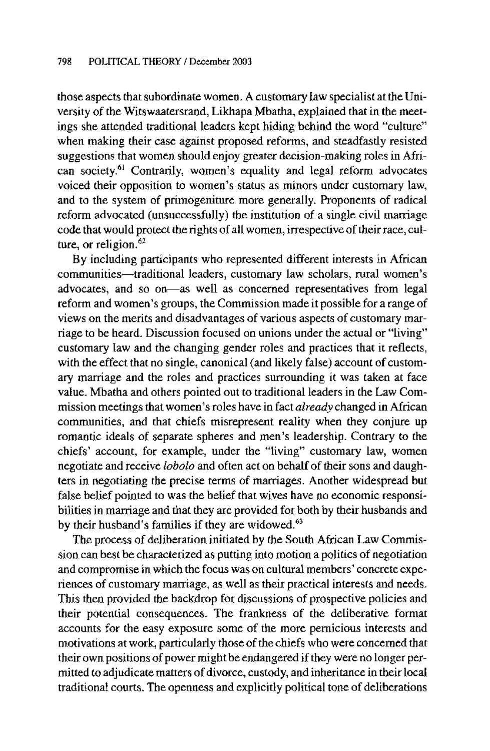those aspects that subordinate women. A customary law specialist at the University of the Witswaatersrand, Likhapa Mbatha, explained that in the meetings she attended traditional leaders kept hiding behind the word "culture" when making their case against proposed reforms, and steadfastly resisted suggestions that women should enjoy greater decision-making roles in African society.[61] Contrarily, women's equality and legal reform advocates voiced their opposition to women's status as minors under customary law, and to the system of primogeniture more generally. Proponents of radical reform advocated (unsuccessfully) the institution of a single civil marriage code that would protect the rights of all women, irrespective of their race, culture, or religion.[62]

By including participants who represented different interests in African communities—traditional leaders, customary law scholars, rural women's advocates, and so on—as well as concerned representatives from legal reform and women's groups, the Commission made it possible for a range of views on the merits and disadvantages of various aspects of customary marriage to be heard. Discussion focused on unions under the actual or "living" customary law and the changing gender roles and practices that it reflects, with the effect that no single, canonical (and likely false) account of customary marriage and the roles and practices surrounding it was taken at face value. Mbatha and others pointed out to traditional leaders in the Law Commission meetings that women's roles have in fact *already* changed in African communities, and that chiefs misrepresent reality when they conjure up romantic ideals of separate spheres and men's leadership. Contrary to the chiefs' account, for example, under the "living" customary law, women negotiate and receive *lobolo* and often act on behalf of their sons and daughters in negotiating the precise terms of marriages. Another widespread but false belief pointed to was the belief that wives have no economic responsibilities in marriage and that they are provided for both by their husbands and by their husband's families if they are widowed.[63]

The process of deliberation initiated by the South African Law Commission can best be characterized as putting into motion a politics of negotiation and compromise in which the focus was on cultural members' concrete experiences of customary marriage, as well as their practical interests and needs. This then provided the backdrop for discussions of prospective policies and their potential consequences. The frankness of the deliberative format accounts for the easy exposure some of the more pernicious interests and motivations at work, particularly those of the chiefs who were concerned that their own positions of power might be endangered if they were no longer permitted to adjudicate matters of divorce, custody, and inheritance in their local traditional courts. The openness and explicitly political tone of deliberations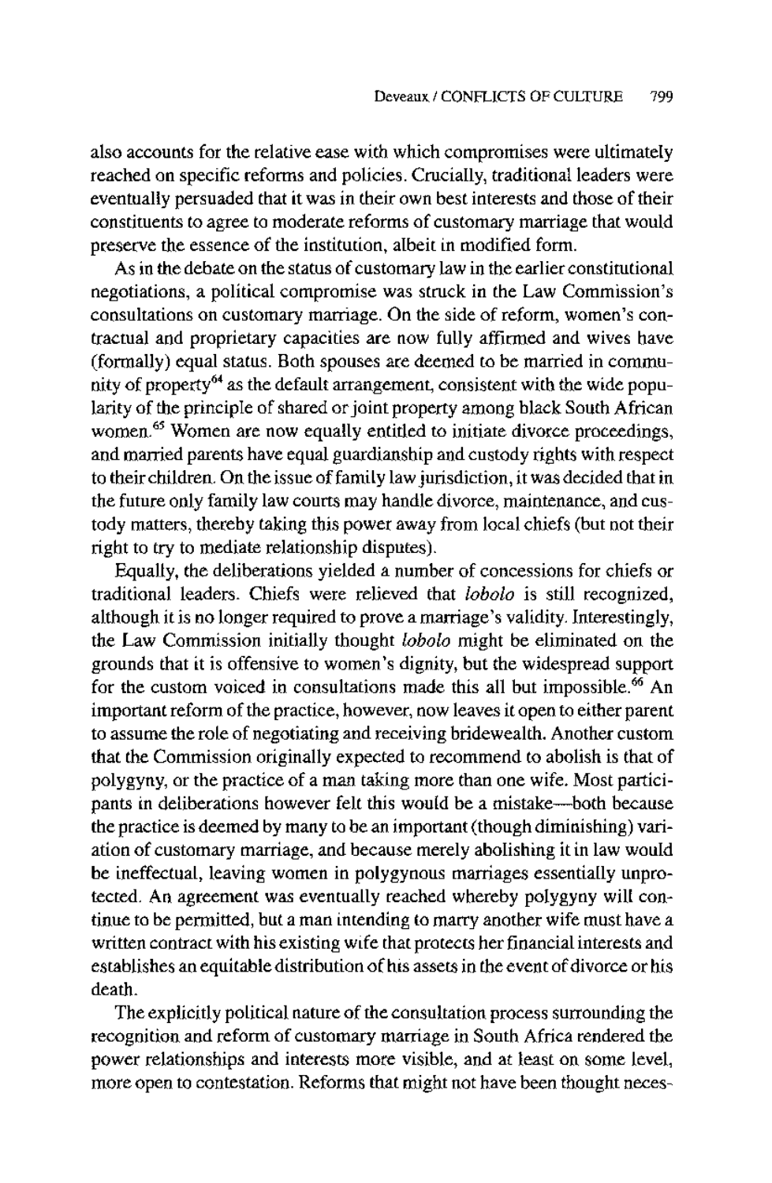also accounts for the relative ease with which compromises were ultimately reached on specific reforms and policies. Crucially, traditional leaders were eventually persuaded that it was in their own best interests and those of their constituents to agree to moderate reforms of customary marriage that would preserve the essence of the institution, albeit in modified form.

As in the debate on the status of customary law in the earlier constitutional negotiations, a political compromise was struck in the Law Commission's consultations on customary marriage. On the side of reform, women's contractual and proprietary capacities are now fully affirmed and wives have (formally) equal status. Both spouses are deemed to be married in community of property[64] as the default arrangement, consistent with the wide popularity of the principle of shared or joint property among black South African women.[65] Women are now equally entitled to initiate divorce proceedings, and married parents have equal guardianship and custody rights with respect to their children. On the issue of family law jurisdiction, it was decided that in the future only family law courts may handle divorce, maintenance, and custody matters, thereby taking this power away from local chiefs (but not their right to try to mediate relationship disputes).

Equally, the deliberations yielded a number of concessions for chiefs or traditional leaders. Chiefs were relieved that *lobolo* is still recognized, although it is no longer required to prove a marriage's validity. Interestingly, the Law Commission initially thought *lobolo* might be eliminated on the grounds that it is offensive to women's dignity, but the widespread support for the custom voiced in consultations made this all but impossible.[66] An important reform of the practice, however, now leaves it open to either parent to assume the role of negotiating and receiving bridewealth. Another custom that the Commission originally expected to recommend to abolish is that of polygyny, or the practice of a man taking more than one wife. Most participants in deliberations however felt this would be a mistake—both because the practice is deemed by many to be an important (though diminishing) variation of customary marriage, and because merely abolishing it in law would be ineffectual, leaving women in polygynous marriages essentially unprotected. An agreement was eventually reached whereby polygyny will continue to be permitted, but a man intending to marry another wife must have a written contract with his existing wife that protects her financial interests and establishes an equitable distribution of his assets in the event of divorce or his death.

The explicitly political nature of the consultation process surrounding the recognition and reform of customary marriage in South Africa rendered the power relationships and interests more visible, and at least on some level, more open to contestation. Reforms that might not have been thought neces-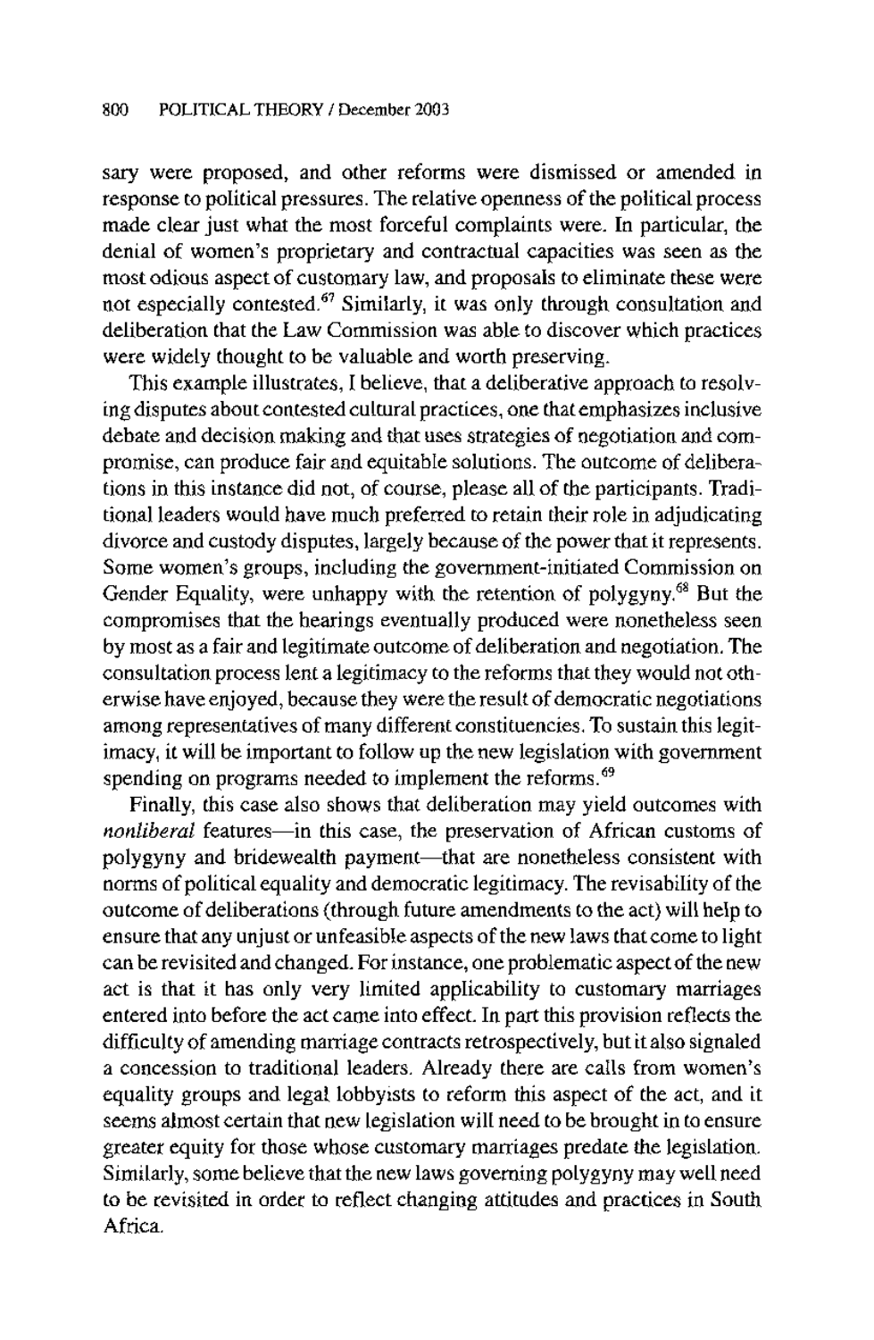sary were proposed, and other reforms were dismissed or amended in response to political pressures. The relative openness of the political process made clear just what the most forceful complaints were. In particular, the denial of women's proprietary and contractual capacities was seen as the most odious aspect of customary law, and proposals to eliminate these were not especially contested.[67] Similarly, it was only through consultation and deliberation that the Law Commission was able to discover which practices were widely thought to be valuable and worth preserving.

This example illustrates, I believe, that a deliberative approach to resolving disputes about contested cultural practices, one that emphasizes inclusive debate and decision making and that uses strategies of negotiation and compromise, can produce fair and equitable solutions. The outcome of deliberations in this instance did not, of course, please all of the participants. Traditional leaders would have much preferred to retain their role in adjudicating divorce and custody disputes, largely because of the power that it represents. Some women's groups, including the government-initiated Commission on Gender Equality, were unhappy with the retention of polygyny.[68] But the compromises that the hearings eventually produced were nonetheless seen by most as a fair and legitimate outcome of deliberation and negotiation. The consultation process lent a legitimacy to the reforms that they would not otherwise have enjoyed, because they were the result of democratic negotiations among representatives of many different constituencies. To sustain this legitimacy, it will be important to follow up the new legislation with government spending on programs needed to implement the reforms.[69]

Finally, this case also shows that deliberation may yield outcomes with *nonliberal* features—in this case, the preservation of African customs of polygyny and bridewealth payment—that are nonetheless consistent with norms of political equality and democratic legitimacy. The revisability of the outcome of deliberations (through future amendments to the act) will help to ensure that any unjust or unfeasible aspects of the new laws that come to light can be revisited and changed. For instance, one problematic aspect of the new act is that it has only very limited applicability to customary marriages entered into before the act came into effect. In part this provision reflects the difficulty of amending marriage contracts retrospectively, but it also signaled a concession to traditional leaders. Already there are calls from women's equality groups and legal lobbyists to reform this aspect of the act, and it seems almost certain that new legislation will need to be brought in to ensure greater equity for those whose customary marriages predate the legislation. Similarly, some believe that the new laws governing polygyny may well need to be revisited in order to reflect changing attitudes and practices in South Africa.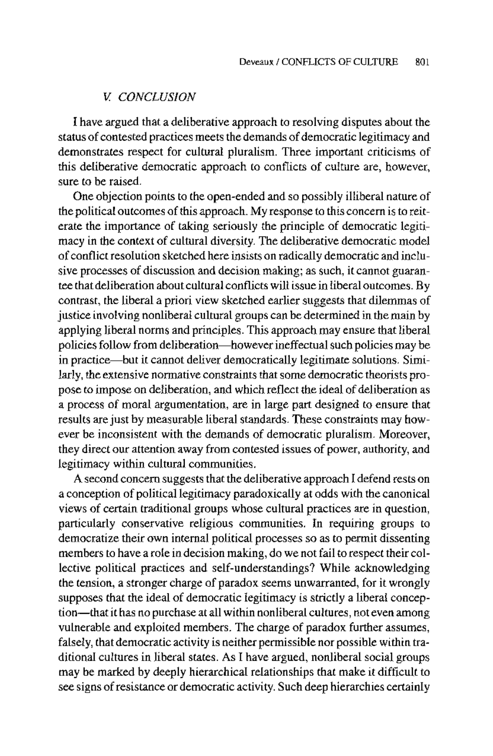## V. CONCLUSION

I have argued that a deliberative approach to resolving disputes about the status of contested practices meets the demands of democratic legitimacy and demonstrates respect for cultural pluralism. Three important criticisms of this deliberative democratic approach to conflicts of culture are, however, sure to be raised.

One objection points to the open-ended and so possibly illiberal nature of the political outcomes of this approach. My response to this concern is to reiterate the importance of taking seriously the principle of democratic legitimacy in the context of cultural diversity. The deliberative democratic model of conflict resolution sketched here insists on radically democratic and inclusive processes of discussion and decision making; as such, it cannot guarantee that deliberation about cultural conflicts will issue in liberal outcomes. By contrast, the liberal a priori view sketched earlier suggests that dilemmas of justice involving nonliberal cultural groups can be determined in the main by applying liberal norms and principles. This approach may ensure that liberal policies follow from deliberation—however ineffectual such policies may be in practice—but it cannot deliver democratically legitimate solutions. Similarly, the extensive normative constraints that some democratic theorists propose to impose on deliberation, and which reflect the ideal of deliberation as a process of moral argumentation, are in large part designed to ensure that results are just by measurable liberal standards. These constraints may however be inconsistent with the demands of democratic pluralism. Moreover, they direct our attention away from contested issues of power, authority, and legitimacy within cultural communities.

A second concern suggests that the deliberative approach I defend rests on a conception of political legitimacy paradoxically at odds with the canonical views of certain traditional groups whose cultural practices are in question, particularly conservative religious communities. In requiring groups to democratize their own internal political processes so as to permit dissenting members to have a role in decision making, do we not fail to respect their collective political practices and self-understandings? While acknowledging the tension, a stronger charge of paradox seems unwarranted, for it wrongly supposes that the ideal of democratic legitimacy is strictly a liberal conception—that it has no purchase at all within nonliberal cultures, not even among vulnerable and exploited members. The charge of paradox further assumes, falsely, that democratic activity is neither permissible nor possible within traditional cultures in liberal states. As I have argued, nonliberal social groups may be marked by deeply hierarchical relationships that make it difficult to see signs of resistance or democratic activity. Such deep hierarchies certainly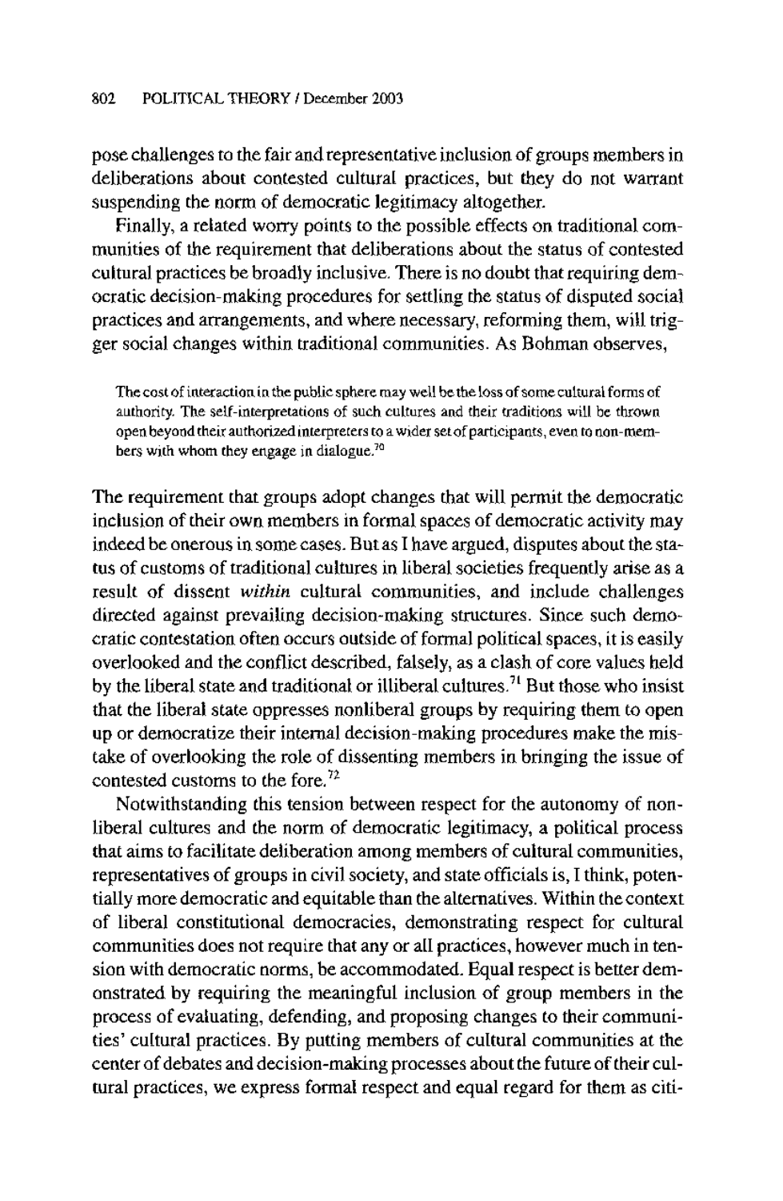pose challenges to the fair and representative inclusion of groups members in deliberations about contested cultural practices, but they do not warrant suspending the norm of democratic legitimacy altogether.

Finally, a related worry points to the possible effects on traditional communities of the requirement that deliberations about the status of contested cultural practices be broadly inclusive. There is no doubt that requiring democratic decision-making procedures for settling the status of disputed social practices and arrangements, and where necessary, reforming them, will trigger social changes within traditional communities. As Bohman observes,

> The cost of interaction in the public sphere may well be the loss of some cultural forms of authority. The self-interpretations of such cultures and their traditions will be thrown open beyond their authorized interpreters to a wider set of participants, even to non-members with whom they engage in dialogue.[70]

The requirement that groups adopt changes that will permit the democratic inclusion of their own members in formal spaces of democratic activity may indeed be onerous in some cases. But as I have argued, disputes about the status of customs of traditional cultures in liberal societies frequently arise as a result of dissent *within* cultural communities, and include challenges directed against prevailing decision-making structures. Since such democratic contestation often occurs outside of formal political spaces, it is easily overlooked and the conflict described, falsely, as a clash of core values held by the liberal state and traditional or illiberal cultures.[71] But those who insist that the liberal state oppresses nonliberal groups by requiring them to open up or democratize their internal decision-making procedures make the mistake of overlooking the role of dissenting members in bringing the issue of contested customs to the fore.[72]

Notwithstanding this tension between respect for the autonomy of nonliberal cultures and the norm of democratic legitimacy, a political process that aims to facilitate deliberation among members of cultural communities, representatives of groups in civil society, and state officials is, I think, potentially more democratic and equitable than the alternatives. Within the context of liberal constitutional democracies, demonstrating respect for cultural communities does not require that any or all practices, however much in tension with democratic norms, be accommodated. Equal respect is better demonstrated by requiring the meaningful inclusion of group members in the process of evaluating, defending, and proposing changes to their communities' cultural practices. By putting members of cultural communities at the center of debates and decision-making processes about the future of their cultural practices, we express formal respect and equal regard for them as citi-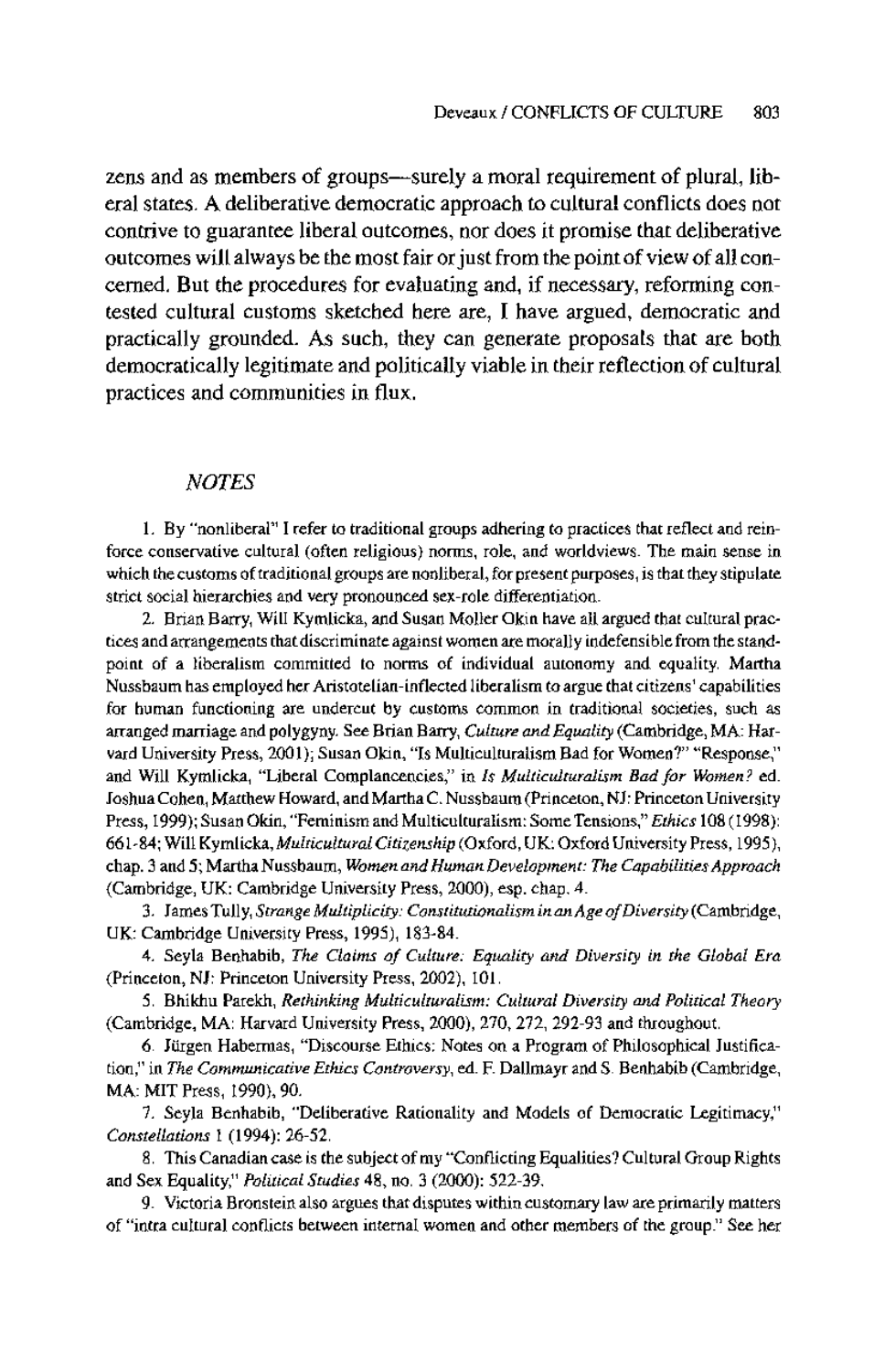zens and as members of groups—surely a moral requirement of plural, liberal states. A deliberative democratic approach to cultural conflicts does not contrive to guarantee liberal outcomes, nor does it promise that deliberative outcomes will always be the most fair or just from the point of view of all concerned. But the procedures for evaluating and, if necessary, reforming contested cultural customs sketched here are, I have argued, democratic and practically grounded. As such, they can generate proposals that are both democratically legitimate and politically viable in their reflection of cultural practices and communities in flux.

## *NOTES*

1. By "nonliberal" I refer to traditional groups adhering to practices that reflect and reinforce conservative cultural (often religious) norms, role, and worldviews. The main sense in which the customs of traditional groups are nonliberal, for present purposes, is that they stipulate strict social hierarchies and very pronounced sex-role differentiation.

2. Brian Barry, Will Kymlicka, and Susan Moller Okin have all argued that cultural practices and arrangements that discriminate against women are morally indefensible from the standpoint of a liberalism committed to norms of individual autonomy and equality. Martha Nussbaum has employed her Aristotelian-inflected liberalism to argue that citizens' capabilities for human functioning are undercut by customs common in traditional societies, such as arranged marriage and polygyny. See Brian Barry, *Culture and Equality* (Cambridge, MA: Harvard University Press, 2001); Susan Okin, "Is Multiculturalism Bad for Women?" "Response," and Will Kymlicka, "Liberal Complancencies," in *Is Multiculturalism Bad for Women?* ed. Joshua Cohen, Matthew Howard, and Martha C. Nussbaum (Princeton, NJ: Princeton University Press, 1999); Susan Okin, "Feminism and Multiculturalism: Some Tensions," *Ethics* 108 (1998): 661-84; Will Kymlicka, *Multicultural Citizenship* (Oxford, UK: Oxford University Press, 1995), chap. 3 and 5; Martha Nussbaum, *Women and Human Development: The Capabilities Approach* (Cambridge, UK: Cambridge University Press, 2000), esp. chap. 4.

3. James Tully, *Strange Multiplicity: Constitutionalism in an Age of Diversity* (Cambridge, UK: Cambridge University Press, 1995), 183-84.

4. Seyla Benhabib, *The Claims of Culture: Equality and Diversity in the Global Era* (Princeton, NJ: Princeton University Press, 2002), 101.

5. Bhikhu Parekh, *Rethinking Multiculturalism: Cultural Diversity and Political Theory* (Cambridge, MA: Harvard University Press, 2000), 270, 272, 292-93 and throughout.

6. Jürgen Habermas, "Discourse Ethics: Notes on a Program of Philosophical Justification," in *The Communicative Ethics Controversy*, ed. F. Dallmayr and S. Benhabib (Cambridge, MA: MIT Press, 1990), 90.

7. Seyla Benhabib, "Deliberative Rationality and Models of Democratic Legitimacy," *Constellations* 1 (1994): 26-52.

8. This Canadian case is the subject of my "Conflicting Equalities? Cultural Group Rights and Sex Equality," *Political Studies* 48, no. 3 (2000): 522-39.

9. Victoria Bronstein also argues that disputes within customary law are primarily matters of "intra cultural conflicts between internal women and other members of the group." See her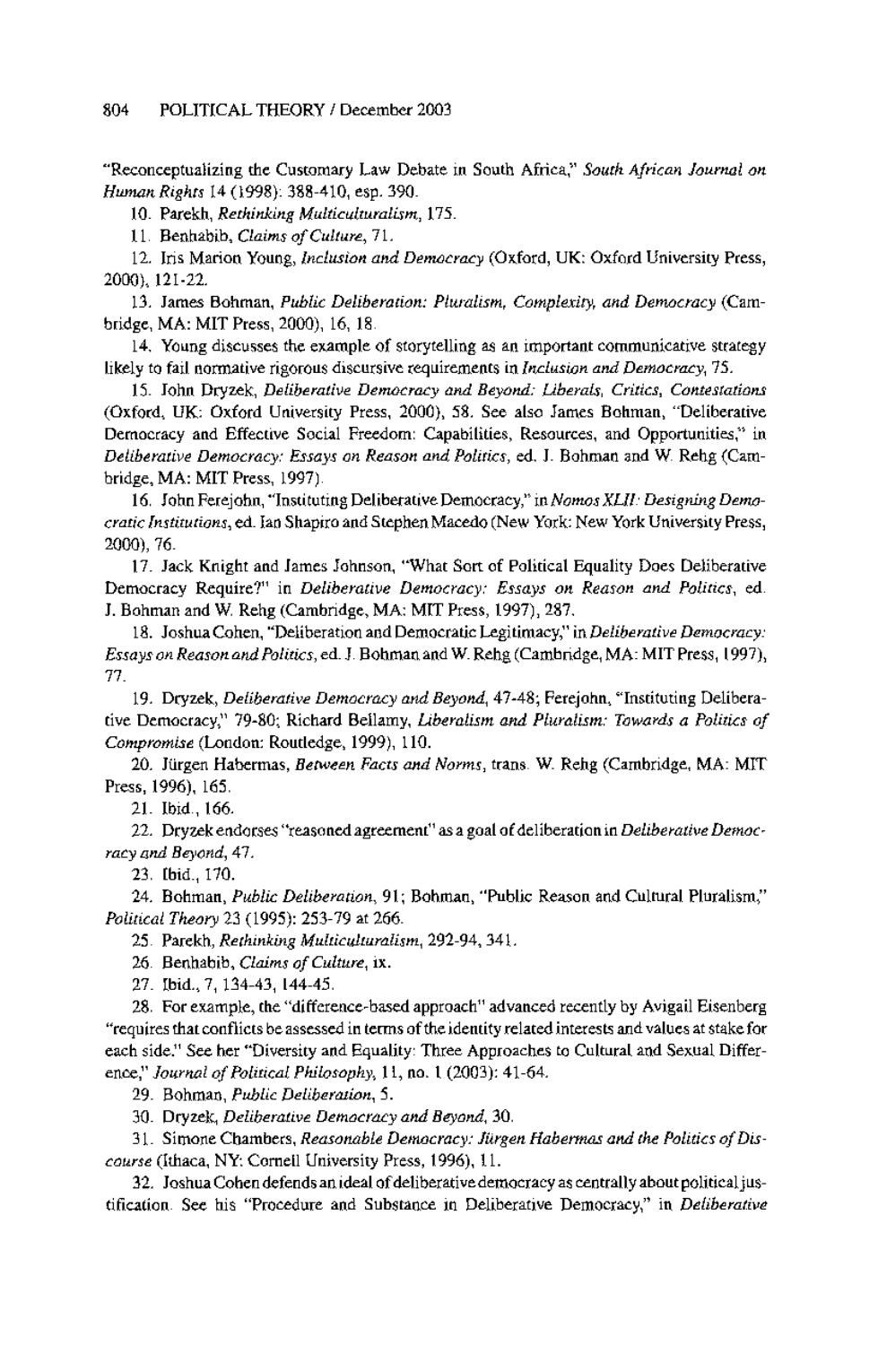"Reconceptualizing the Customary Law Debate in South Africa," *South African Journal on Human Rights* 14 (1998): 388-410, esp. 390.

10. Parekh, *Rethinking Multiculturalism*, 175.

11. Benhabib, *Claims of Culture*, 71.

12. Iris Marion Young, *Inclusion and Democracy* (Oxford, UK: Oxford University Press, 2000), 121-22.

13. James Bohman, *Public Deliberation: Pluralism, Complexity, and Democracy* (Cambridge, MA: MIT Press, 2000), 16, 18.

14. Young discusses the example of storytelling as an important communicative strategy likely to fail normative rigorous discursive requirements in *Inclusion and Democracy*, 75.

15. John Dryzek, *Deliberative Democracy and Beyond: Liberals, Critics, Contestations* (Oxford, UK: Oxford University Press, 2000), 58. See also James Bohman, "Deliberative Democracy and Effective Social Freedom: Capabilities, Resources, and Opportunities," in *Deliberative Democracy: Essays on Reason and Politics*, ed. J. Bohman and W. Rehg (Cambridge, MA: MIT Press, 1997).

16. John Ferejohn, "Instituting Deliberative Democracy," in *Nomos XLII: Designing Democratic Institutions*, ed. Ian Shapiro and Stephen Macedo (New York: New York University Press, 2000), 76.

17. Jack Knight and James Johnson, "What Sort of Political Equality Does Deliberative Democracy Require?" in *Deliberative Democracy: Essays on Reason and Politics*, ed. J. Bohman and W. Rehg (Cambridge, MA: MIT Press, 1997), 287.

18. Joshua Cohen, "Deliberation and Democratic Legitimacy," in *Deliberative Democracy: Essays on Reason and Politics*, ed. J. Bohman and W. Rehg (Cambridge, MA: MIT Press, 1997), 77.

19. Dryzek, *Deliberative Democracy and Beyond*, 47-48; Ferejohn, "Instituting Deliberative Democracy," 79-80; Richard Bellamy, *Liberalism and Pluralism: Towards a Politics of Compromise* (London: Routledge, 1999), 110.

20. Jürgen Habermas, *Between Facts and Norms*, trans. W. Rehg (Cambridge, MA: MIT Press, 1996), 165.

21. Ibid., 166.

22. Dryzek endorses "reasoned agreement" as a goal of deliberation in *Deliberative Democracy and Beyond*, 47.

23. Ibid., 170.

24. Bohman, *Public Deliberation*, 91; Bohman, "Public Reason and Cultural Pluralism," *Political Theory* 23 (1995): 253-79 at 266.

25. Parekh, *Rethinking Multiculturalism*, 292-94, 341.

26. Benhabib, *Claims of Culture*, ix.

27. Ibid., 7, 134-43, 144-45.

28. For example, the "difference-based approach" advanced recently by Avigail Eisenberg "requires that conflicts be assessed in terms of the identity related interests and values at stake for each side." See her "Diversity and Equality: Three Approaches to Cultural and Sexual Difference," *Journal of Political Philosophy*, 11, no. 1 (2003): 41-64.

29. Bohman, *Public Deliberation*, 5.

30. Dryzek, *Deliberative Democracy and Beyond*, 30.

31. Simone Chambers, *Reasonable Democracy: Jürgen Habermas and the Politics of Discourse* (Ithaca, NY: Cornell University Press, 1996), 11.

32. Joshua Cohen defends an ideal of deliberative democracy as centrally about political justification. See his "Procedure and Substance in Deliberative Democracy," in *Deliberative*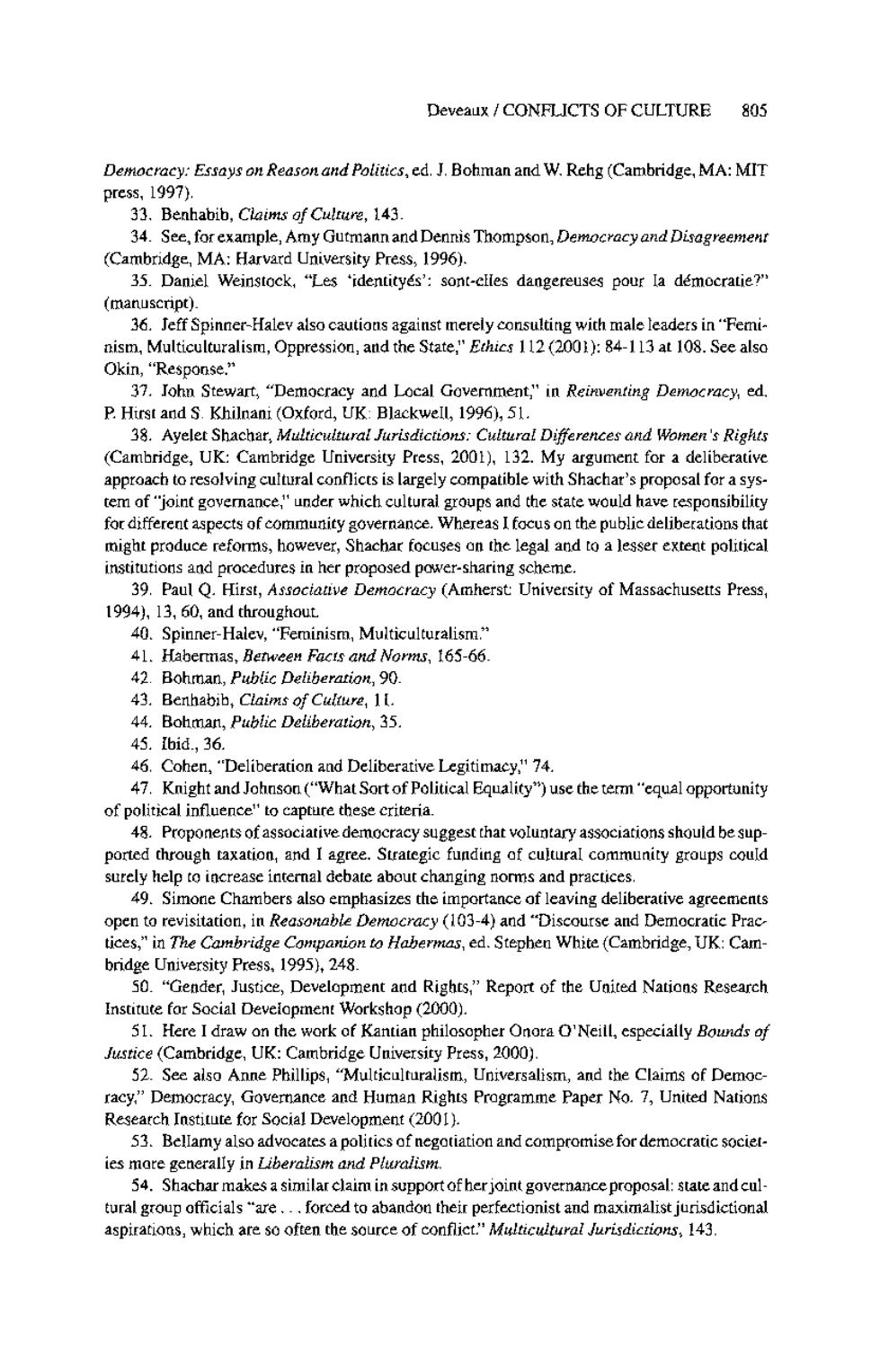*Democracy: Essays on Reason and Politics*, ed. J. Bohman and W. Rehg (Cambridge, MA: MIT press, 1997).

33. Benhabib, *Claims of Culture*, 143.

34. See, for example, Amy Gutmann and Dennis Thompson, *Democracy and Disagreement* (Cambridge, MA: Harvard University Press, 1996).

35. Daniel Weinstock, "Les 'identityés': sont-elles dangereuses pour la démocratie?" (manuscript).

36. Jeff Spinner-Halev also cautions against merely consulting with male leaders in "Feminism, Multiculturalism, Oppression, and the State," *Ethics* 112 (2001): 84-113 at 108. See also Okin, "Response."

37. John Stewart, "Democracy and Local Government," in *Reinventing Democracy*, ed. P. Hirst and S. Khilnani (Oxford, UK: Blackwell, 1996), 51.

38. Ayelet Shachar, *Multicultural Jurisdictions: Cultural Differences and Women's Rights* (Cambridge, UK: Cambridge University Press, 2001), 132. My argument for a deliberative approach to resolving cultural conflicts is largely compatible with Shachar's proposal for a system of "joint governance," under which cultural groups and the state would have responsibility for different aspects of community governance. Whereas I focus on the public deliberations that might produce reforms, however, Shachar focuses on the legal and to a lesser extent political institutions and procedures in her proposed power-sharing scheme.

39. Paul Q. Hirst, *Associative Democracy* (Amherst: University of Massachusetts Press, 1994), 13, 60, and throughout.

40. Spinner-Halev, "Feminism, Multiculturalism."

41. Habermas, *Between Facts and Norms*, 165-66.

42. Bohman, *Public Deliberation*, 90.

43. Benhabib, *Claims of Culture*, 11.

44. Bohman, *Public Deliberation*, 35.

45. Ibid., 36.

46. Cohen, "Deliberation and Deliberative Legitimacy," 74.

47. Knight and Johnson ("What Sort of Political Equality") use the term "equal opportunity of political influence" to capture these criteria.

48. Proponents of associative democracy suggest that voluntary associations should be supported through taxation, and I agree. Strategic funding of cultural community groups could surely help to increase internal debate about changing norms and practices.

49. Simone Chambers also emphasizes the importance of leaving deliberative agreements open to revisitation, in *Reasonable Democracy* (103-4) and "Discourse and Democratic Practices," in *The Cambridge Companion to Habermas*, ed. Stephen White (Cambridge, UK: Cambridge University Press, 1995), 248.

50. "Gender, Justice, Development and Rights," Report of the United Nations Research Institute for Social Development Workshop (2000).

51. Here I draw on the work of Kantian philosopher Onora O'Neill, especially *Bounds of Justice* (Cambridge, UK: Cambridge University Press, 2000).

52. See also Anne Phillips, "Multiculturalism, Universalism, and the Claims of Democracy," Democracy, Governance and Human Rights Programme Paper No. 7, United Nations Research Institute for Social Development (2001).

53. Bellamy also advocates a politics of negotiation and compromise for democratic societies more generally in *Liberalism and Pluralism*.

54. Shachar makes a similar claim in support of her joint governance proposal: state and cultural group officials "are . . . forced to abandon their perfectionist and maximalist jurisdictional aspirations, which are so often the source of conflict." *Multicultural Jurisdictions*, 143.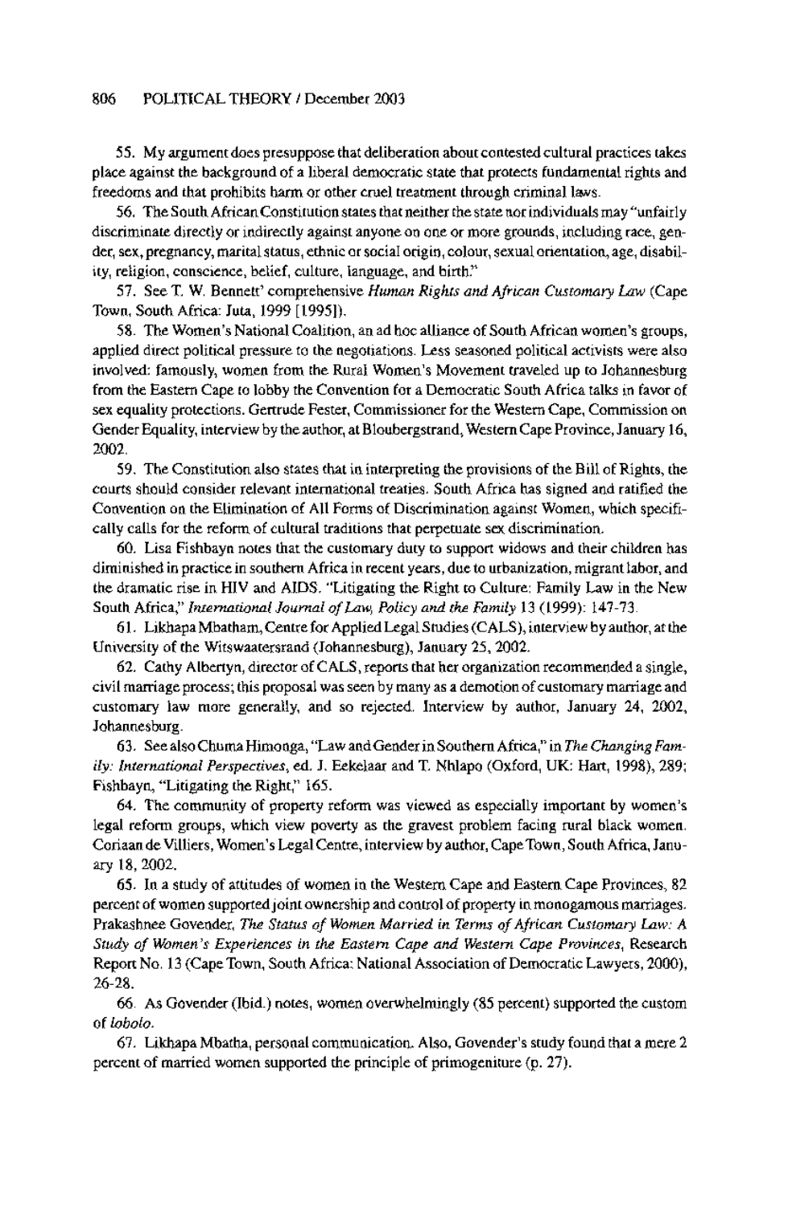55. My argument does presuppose that deliberation about contested cultural practices takes place against the background of a liberal democratic state that protects fundamental rights and freedoms and that prohibits harm or other cruel treatment through criminal laws.

56. The South African Constitution states that neither the state nor individuals may "unfairly discriminate directly or indirectly against anyone on one or more grounds, including race, gender, sex, pregnancy, marital status, ethnic or social origin, colour, sexual orientation, age, disability, religion, conscience, belief, culture, language, and birth."

57. See T. W. Bennett' comprehensive *Human Rights and African Customary Law* (Cape Town, South Africa: Juta, 1999 [1995]).

58. The Women's National Coalition, an ad hoc alliance of South African women's groups, applied direct political pressure to the negotiations. Less seasoned political activists were also involved: famously, women from the Rural Women's Movement traveled up to Johannesburg from the Eastern Cape to lobby the Convention for a Democratic South Africa talks in favor of sex equality protections. Gertrude Fester, Commissioner for the Western Cape, Commission on Gender Equality, interview by the author, at Bloubergstrand, Western Cape Province, January 16, 2002.

59. The Constitution also states that in interpreting the provisions of the Bill of Rights, the courts should consider relevant international treaties. South Africa has signed and ratified the Convention on the Elimination of All Forms of Discrimination against Women, which specifically calls for the reform of cultural traditions that perpetuate sex discrimination.

60. Lisa Fishbayn notes that the customary duty to support widows and their children has diminished in practice in southern Africa in recent years, due to urbanization, migrant labor, and the dramatic rise in HIV and AIDS. "Litigating the Right to Culture: Family Law in the New South Africa," *International Journal of Law, Policy and the Family* 13 (1999): 147-73.

61. Likhapa Mbatham, Centre for Applied Legal Studies (CALS), interview by author, at the University of the Witswaatersrand (Johannesburg), January 25, 2002.

62. Cathy Albertyn, director of CALS, reports that her organization recommended a single, civil marriage process; this proposal was seen by many as a demotion of customary marriage and customary law more generally, and so rejected. Interview by author, January 24, 2002, Johannesburg.

63. See also Chuma Himonga, "Law and Gender in Southern Africa," in *The Changing Family: International Perspectives*, ed. J. Eekelaar and T. Nhlapo (Oxford, UK: Hart, 1998), 289; Fishbayn, "Litigating the Right," 165.

64. The community of property reform was viewed as especially important by women's legal reform groups, which view poverty as the gravest problem facing rural black women. Coriaan de Villiers, Women's Legal Centre, interview by author, Cape Town, South Africa, January 18, 2002.

65. In a study of attitudes of women in the Western Cape and Eastern Cape Provinces, 82 percent of women supported joint ownership and control of property in monogamous marriages. Prakashnee Govender, *The Status of Women Married in Terms of African Customary Law: A Study of Women's Experiences in the Eastern Cape and Western Cape Provinces*, Research Report No. 13 (Cape Town, South Africa: National Association of Democratic Lawyers, 2000), 26-28.

66. As Govender (Ibid.) notes, women overwhelmingly (85 percent) supported the custom of *lobolo*.

67. Likhapa Mbatha, personal communication. Also, Govender's study found that a mere 2 percent of married women supported the principle of primogeniture (p. 27).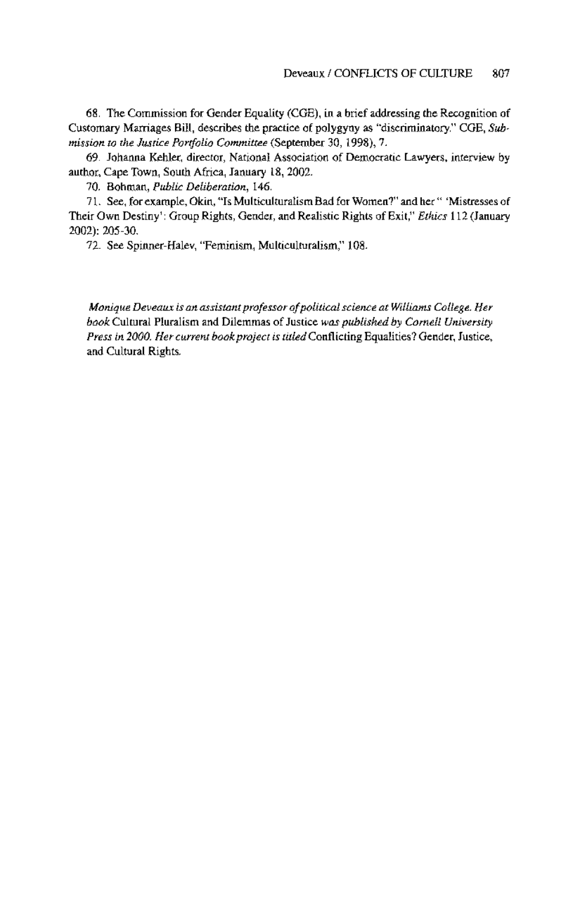68. The Commission for Gender Equality (CGE), in a brief addressing the Recognition of Customary Marriages Bill, describes the practice of polygyny as "discriminatory." CGE, *Submission to the Justice Portfolio Committee* (September 30, 1998), 7.

69. Johanna Kehler, director, National Association of Democratic Lawyers, interview by author, Cape Town, South Africa, January 18, 2002.

70. Bohman, *Public Deliberation*, 146.

71. See, for example, Okin, "Is Multiculturalism Bad for Women?" and her " 'Mistresses of Their Own Destiny': Group Rights, Gender, and Realistic Rights of Exit," *Ethics* 112 (January 2002): 205-30.

72. See Spinner-Halev, "Feminism, Multiculturalism," 108.

*Monique Deveaux is an assistant professor of political science at Williams College. Her book* Cultural Pluralism and Dilemmas of Justice *was published by Cornell University Press in 2000. Her current book project is titled* Conflicting Equalities? Gender, Justice, and Cultural Rights.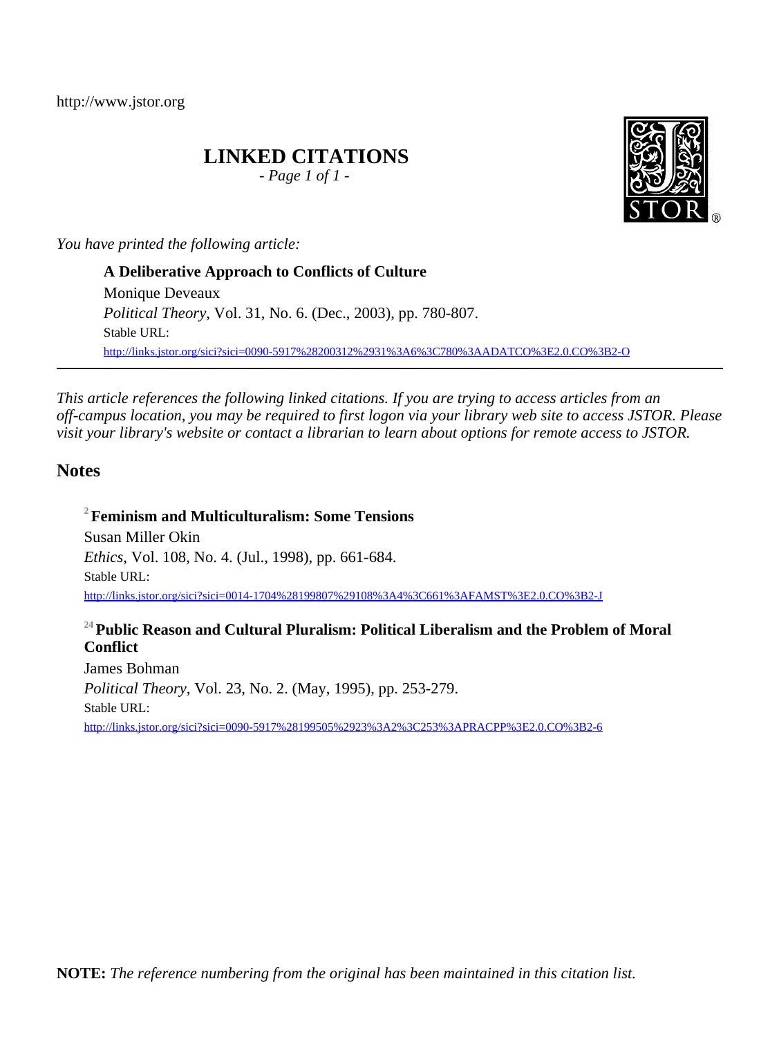http://www.jstor.org

# LINKED CITATIONS

*- Page 1 of 1 -*

*You have printed the following article:*

**A Deliberative Approach to Conflicts of Culture**
Monique Deveaux
*Political Theory*, Vol. 31, No. 6. (Dec., 2003), pp. 780-807.
Stable URL:
http://links.jstor.org/sici?sici=0090-5917%28200312%2931%3A6%3C780%3AADATCO%3E2.0.CO%3B2-O

---

*This article references the following linked citations. If you are trying to access articles from an off-campus location, you may be required to first logon via your library web site to access JSTOR. Please visit your library's website or contact a librarian to learn about options for remote access to JSTOR.*

## Notes

[2] **Feminism and Multiculturalism: Some Tensions**
Susan Miller Okin
*Ethics*, Vol. 108, No. 4. (Jul., 1998), pp. 661-684.
Stable URL:
http://links.jstor.org/sici?sici=0014-1704%28199807%29108%3A4%3C661%3AFAMST%3E2.0.CO%3B2-J

[24] **Public Reason and Cultural Pluralism: Political Liberalism and the Problem of Moral Conflict**
James Bohman
*Political Theory*, Vol. 23, No. 2. (May, 1995), pp. 253-279.
Stable URL:
http://links.jstor.org/sici?sici=0090-5917%28199505%2923%3A2%3C253%3APRACPP%3E2.0.CO%3B2-6

**NOTE:** *The reference numbering from the original has been maintained in this citation list.*